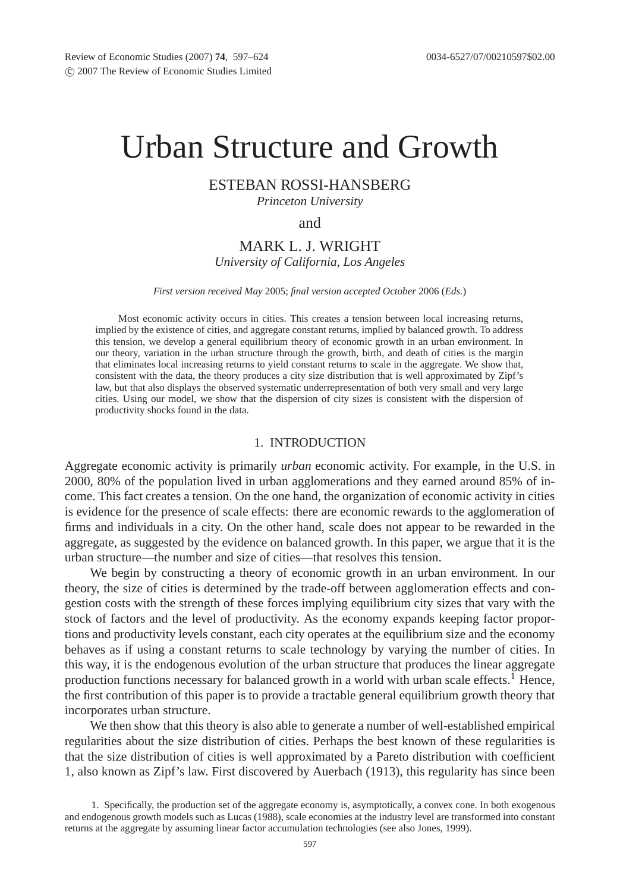# Urban Structure and Growth

ESTEBAN ROSSI-HANSBERG
*Princeton University*

and

MARK L. J. WRIGHT
*University of California, Los Angeles*

*First version received May* 2005; *final version accepted October* 2006 (*Eds.*)

Most economic activity occurs in cities. This creates a tension between local increasing returns, implied by the existence of cities, and aggregate constant returns, implied by balanced growth. To address this tension, we develop a general equilibrium theory of economic growth in an urban environment. In our theory, variation in the urban structure through the growth, birth, and death of cities is the margin that eliminates local increasing returns to yield constant returns to scale in the aggregate. We show that, consistent with the data, the theory produces a city size distribution that is well approximated by Zipf's law, but that also displays the observed systematic underrepresentation of both very small and very large cities. Using our model, we show that the dispersion of city sizes is consistent with the dispersion of productivity shocks found in the data.

## 1. INTRODUCTION

Aggregate economic activity is primarily *urban* economic activity. For example, in the U.S. in 2000, 80% of the population lived in urban agglomerations and they earned around 85% of income. This fact creates a tension. On the one hand, the organization of economic activity in cities is evidence for the presence of scale effects: there are economic rewards to the agglomeration of firms and individuals in a city. On the other hand, scale does not appear to be rewarded in the aggregate, as suggested by the evidence on balanced growth. In this paper, we argue that it is the urban structure—the number and size of cities—that resolves this tension.

We begin by constructing a theory of economic growth in an urban environment. In our theory, the size of cities is determined by the trade-off between agglomeration effects and congestion costs with the strength of these forces implying equilibrium city sizes that vary with the stock of factors and the level of productivity. As the economy expands keeping factor proportions and productivity levels constant, each city operates at the equilibrium size and the economy behaves as if using a constant returns to scale technology by varying the number of cities. In this way, it is the endogenous evolution of the urban structure that produces the linear aggregate production functions necessary for balanced growth in a world with urban scale effects.[1] Hence, the first contribution of this paper is to provide a tractable general equilibrium growth theory that incorporates urban structure.

We then show that this theory is also able to generate a number of well-established empirical regularities about the size distribution of cities. Perhaps the best known of these regularities is that the size distribution of cities is well approximated by a Pareto distribution with coefficient 1, also known as Zipf's law. First discovered by Auerbach (1913), this regularity has since been

1. Specifically, the production set of the aggregate economy is, asymptotically, a convex cone. In both exogenous and endogenous growth models such as Lucas (1988), scale economies at the industry level are transformed into constant returns at the aggregate by assuming linear factor accumulation technologies (see also Jones, 1999).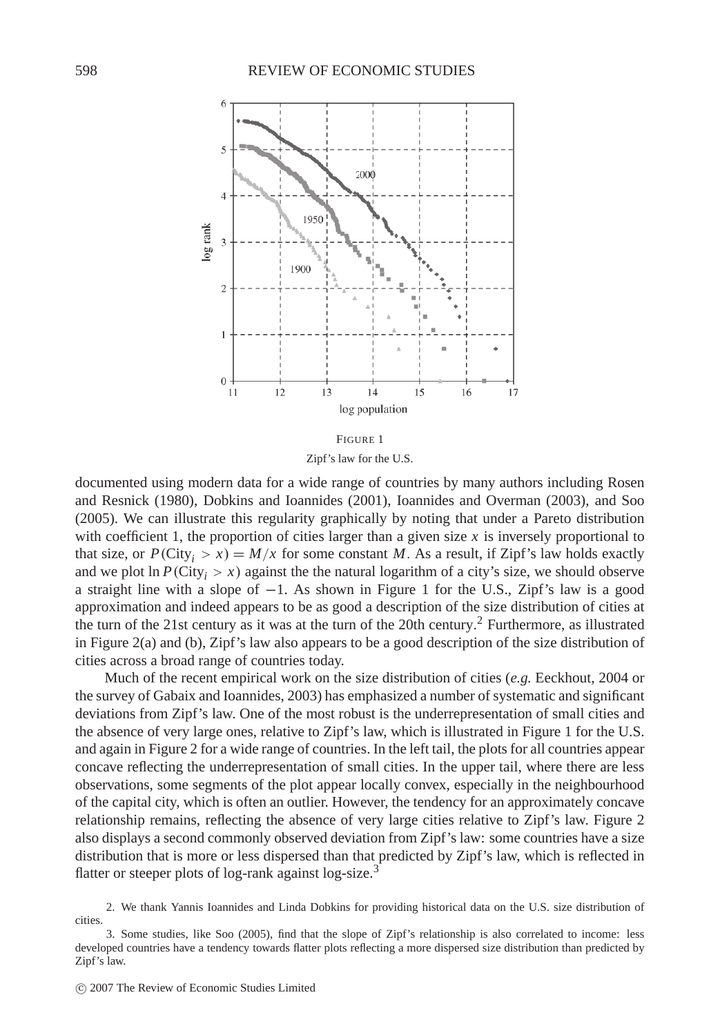FIGURE 1

Zipf's law for the U.S.

documented using modern data for a wide range of countries by many authors including Rosen and Resnick (1980), Dobkins and Ioannides (2001), Ioannides and Overman (2003), and Soo (2005). We can illustrate this regularity graphically by noting that under a Pareto distribution with coefficient 1, the proportion of cities larger than a given size $x$ is inversely proportional to that size, or $P(\text{City}_i > x) = M/x$ for some constant $M$. As a result, if Zipf's law holds exactly and we plot $\ln P(\text{City}_i > x)$ against the the natural logarithm of a city's size, we should observe a straight line with a slope of $-1$. As shown in Figure 1 for the U.S., Zipf's law is a good approximation and indeed appears to be as good a description of the size distribution of cities at the turn of the 21st century as it was at the turn of the 20th century.[2] Furthermore, as illustrated in Figure 2(a) and (b), Zipf's law also appears to be a good description of the size distribution of cities across a broad range of countries today.

Much of the recent empirical work on the size distribution of cities (*e.g.* Eeckhout, 2004 or the survey of Gabaix and Ioannides, 2003) has emphasized a number of systematic and significant deviations from Zipf's law. One of the most robust is the underrepresentation of small cities and the absence of very large ones, relative to Zipf's law, which is illustrated in Figure 1 for the U.S. and again in Figure 2 for a wide range of countries. In the left tail, the plots for all countries appear concave reflecting the underrepresentation of small cities. In the upper tail, where there are less observations, some segments of the plot appear locally convex, especially in the neighbourhood of the capital city, which is often an outlier. However, the tendency for an approximately concave relationship remains, reflecting the absence of very large cities relative to Zipf's law. Figure 2 also displays a second commonly observed deviation from Zipf's law: some countries have a size distribution that is more or less dispersed than that predicted by Zipf's law, which is reflected in flatter or steeper plots of log-rank against log-size.[3]

2. We thank Yannis Ioannides and Linda Dobkins for providing historical data on the U.S. size distribution of cities.

3. Some studies, like Soo (2005), find that the slope of Zipf's relationship is also correlated to income: less developed countries have a tendency towards flatter plots reflecting a more dispersed size distribution than predicted by Zipf's law.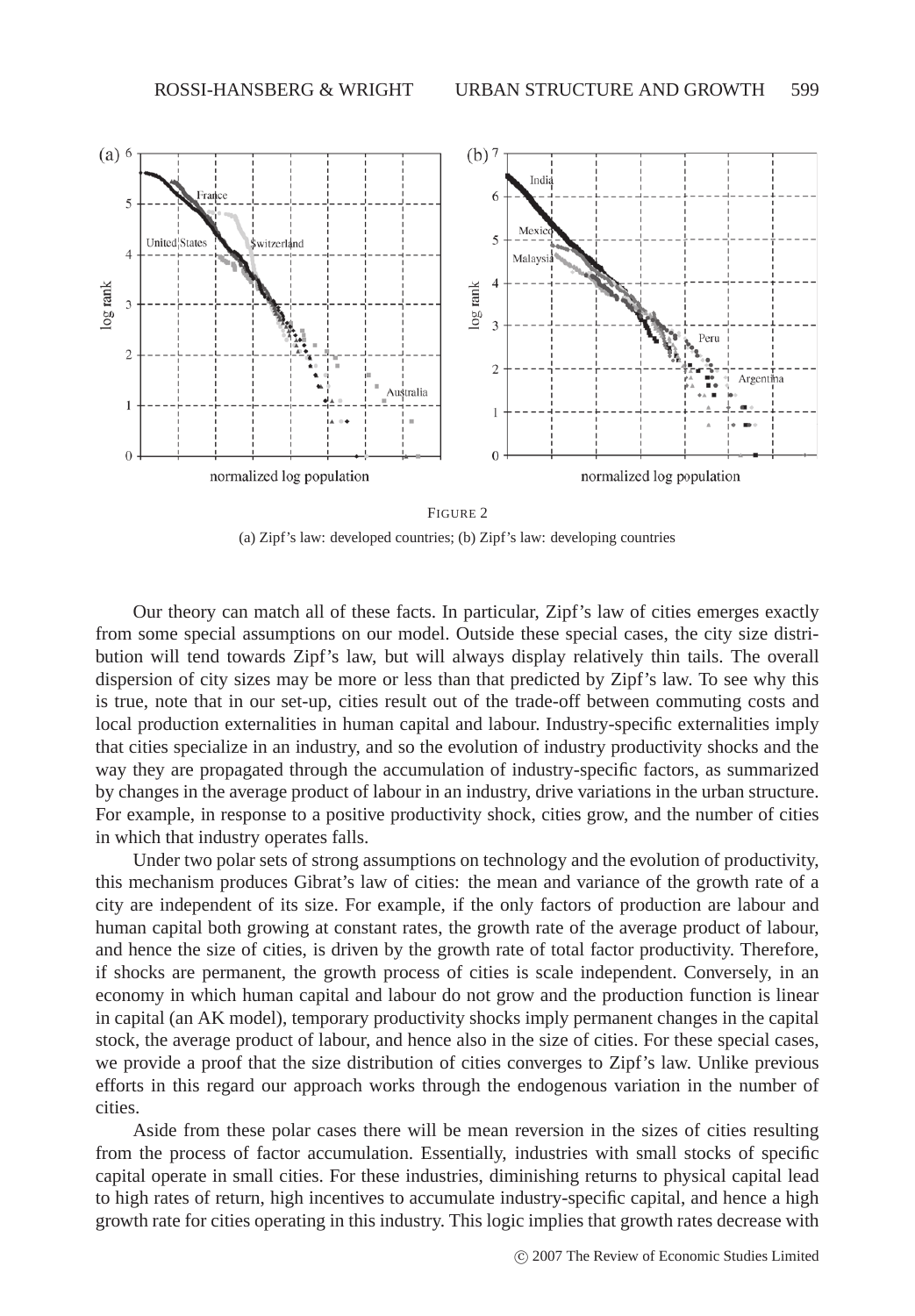(a)

6
5
4
3
2
1
0

log rank

France
United States
Switzerland
Australia

normalized log population

(b)

7
6
5
4
3
2
1
0

log rank

India
Mexico
Malaysia
Peru
Argentina

normalized log population

FIGURE 2

(a) Zipf's law: developed countries; (b) Zipf's law: developing countries

Our theory can match all of these facts. In particular, Zipf's law of cities emerges exactly from some special assumptions on our model. Outside these special cases, the city size distribution will tend towards Zipf's law, but will always display relatively thin tails. The overall dispersion of city sizes may be more or less than that predicted by Zipf's law. To see why this is true, note that in our set-up, cities result out of the trade-off between commuting costs and local production externalities in human capital and labour. Industry-specific externalities imply that cities specialize in an industry, and so the evolution of industry productivity shocks and the way they are propagated through the accumulation of industry-specific factors, as summarized by changes in the average product of labour in an industry, drive variations in the urban structure. For example, in response to a positive productivity shock, cities grow, and the number of cities in which that industry operates falls.

Under two polar sets of strong assumptions on technology and the evolution of productivity, this mechanism produces Gibrat's law of cities: the mean and variance of the growth rate of a city are independent of its size. For example, if the only factors of production are labour and human capital both growing at constant rates, the growth rate of the average product of labour, and hence the size of cities, is driven by the growth rate of total factor productivity. Therefore, if shocks are permanent, the growth process of cities is scale independent. Conversely, in an economy in which human capital and labour do not grow and the production function is linear in capital (an AK model), temporary productivity shocks imply permanent changes in the capital stock, the average product of labour, and hence also in the size of cities. For these special cases, we provide a proof that the size distribution of cities converges to Zipf's law. Unlike previous efforts in this regard our approach works through the endogenous variation in the number of cities.

Aside from these polar cases there will be mean reversion in the sizes of cities resulting from the process of factor accumulation. Essentially, industries with small stocks of specific capital operate in small cities. For these industries, diminishing returns to physical capital lead to high rates of return, high incentives to accumulate industry-specific capital, and hence a high growth rate for cities operating in this industry. This logic implies that growth rates decrease with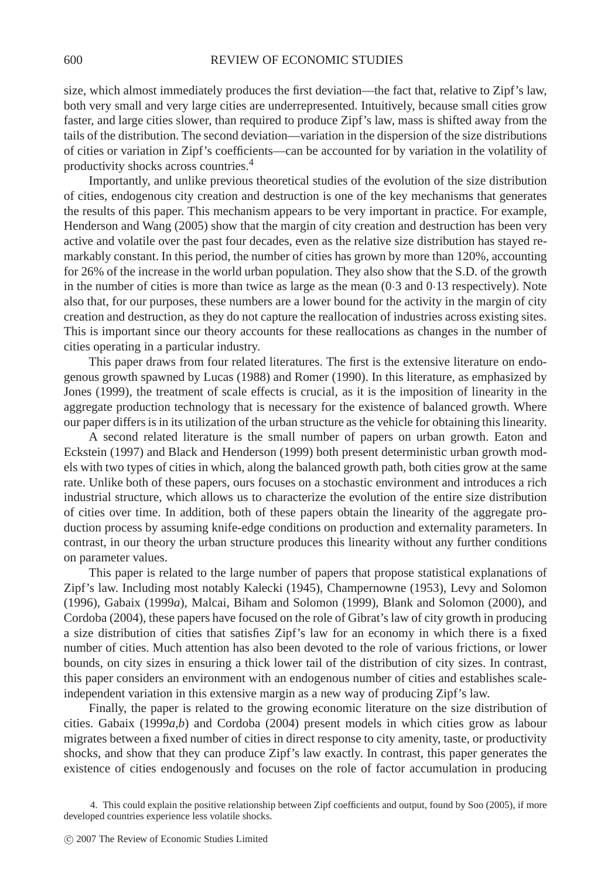size, which almost immediately produces the first deviation—the fact that, relative to Zipf's law, both very small and very large cities are underrepresented. Intuitively, because small cities grow faster, and large cities slower, than required to produce Zipf's law, mass is shifted away from the tails of the distribution. The second deviation—variation in the dispersion of the size distributions of cities or variation in Zipf's coefficients—can be accounted for by variation in the volatility of productivity shocks across countries.[4]

Importantly, and unlike previous theoretical studies of the evolution of the size distribution of cities, endogenous city creation and destruction is one of the key mechanisms that generates the results of this paper. This mechanism appears to be very important in practice. For example, Henderson and Wang (2005) show that the margin of city creation and destruction has been very active and volatile over the past four decades, even as the relative size distribution has stayed remarkably constant. In this period, the number of cities has grown by more than 120%, accounting for 26% of the increase in the world urban population. They also show that the S.D. of the growth in the number of cities is more than twice as large as the mean (0·3 and 0·13 respectively). Note also that, for our purposes, these numbers are a lower bound for the activity in the margin of city creation and destruction, as they do not capture the reallocation of industries across existing sites. This is important since our theory accounts for these reallocations as changes in the number of cities operating in a particular industry.

This paper draws from four related literatures. The first is the extensive literature on endogenous growth spawned by Lucas (1988) and Romer (1990). In this literature, as emphasized by Jones (1999), the treatment of scale effects is crucial, as it is the imposition of linearity in the aggregate production technology that is necessary for the existence of balanced growth. Where our paper differs is in its utilization of the urban structure as the vehicle for obtaining this linearity.

A second related literature is the small number of papers on urban growth. Eaton and Eckstein (1997) and Black and Henderson (1999) both present deterministic urban growth models with two types of cities in which, along the balanced growth path, both cities grow at the same rate. Unlike both of these papers, ours focuses on a stochastic environment and introduces a rich industrial structure, which allows us to characterize the evolution of the entire size distribution of cities over time. In addition, both of these papers obtain the linearity of the aggregate production process by assuming knife-edge conditions on production and externality parameters. In contrast, in our theory the urban structure produces this linearity without any further conditions on parameter values.

This paper is related to the large number of papers that propose statistical explanations of Zipf's law. Including most notably Kalecki (1945), Champernowne (1953), Levy and Solomon (1996), Gabaix (1999*a*), Malcai, Biham and Solomon (1999), Blank and Solomon (2000), and Cordoba (2004), these papers have focused on the role of Gibrat's law of city growth in producing a size distribution of cities that satisfies Zipf's law for an economy in which there is a fixed number of cities. Much attention has also been devoted to the role of various frictions, or lower bounds, on city sizes in ensuring a thick lower tail of the distribution of city sizes. In contrast, this paper considers an environment with an endogenous number of cities and establishes scale-independent variation in this extensive margin as a new way of producing Zipf's law.

Finally, the paper is related to the growing economic literature on the size distribution of cities. Gabaix (1999*a*,*b*) and Cordoba (2004) present models in which cities grow as labour migrates between a fixed number of cities in direct response to city amenity, taste, or productivity shocks, and show that they can produce Zipf's law exactly. In contrast, this paper generates the existence of cities endogenously and focuses on the role of factor accumulation in producing

4. This could explain the positive relationship between Zipf coefficients and output, found by Soo (2005), if more developed countries experience less volatile shocks.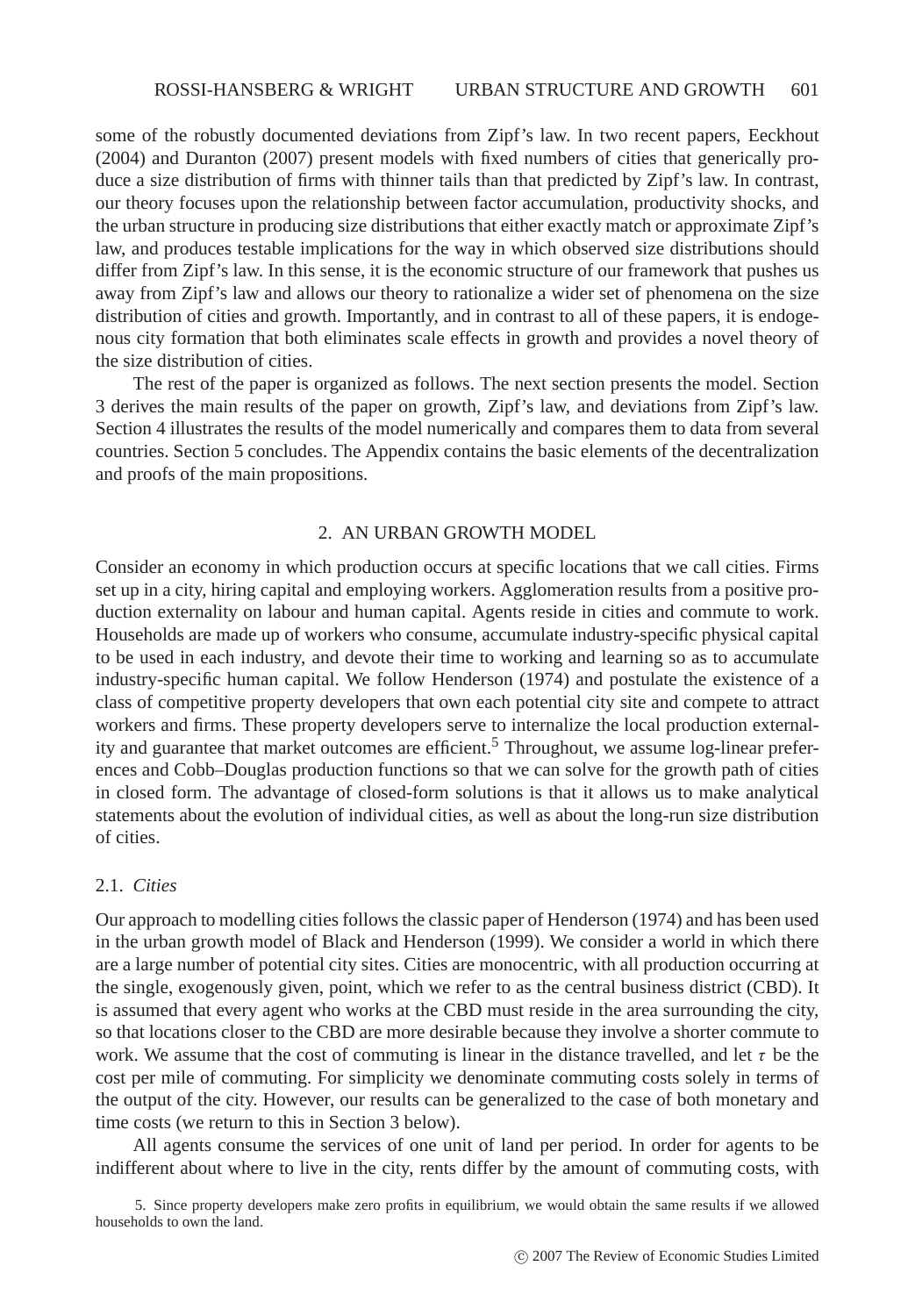some of the robustly documented deviations from Zipf's law. In two recent papers, Eeckhout (2004) and Duranton (2007) present models with fixed numbers of cities that generically produce a size distribution of firms with thinner tails than that predicted by Zipf's law. In contrast, our theory focuses upon the relationship between factor accumulation, productivity shocks, and the urban structure in producing size distributions that either exactly match or approximate Zipf's law, and produces testable implications for the way in which observed size distributions should differ from Zipf's law. In this sense, it is the economic structure of our framework that pushes us away from Zipf's law and allows our theory to rationalize a wider set of phenomena on the size distribution of cities and growth. Importantly, and in contrast to all of these papers, it is endogenous city formation that both eliminates scale effects in growth and provides a novel theory of the size distribution of cities.

The rest of the paper is organized as follows. The next section presents the model. Section 3 derives the main results of the paper on growth, Zipf's law, and deviations from Zipf's law. Section 4 illustrates the results of the model numerically and compares them to data from several countries. Section 5 concludes. The Appendix contains the basic elements of the decentralization and proofs of the main propositions.

## 2. AN URBAN GROWTH MODEL

Consider an economy in which production occurs at specific locations that we call cities. Firms set up in a city, hiring capital and employing workers. Agglomeration results from a positive production externality on labour and human capital. Agents reside in cities and commute to work. Households are made up of workers who consume, accumulate industry-specific physical capital to be used in each industry, and devote their time to working and learning so as to accumulate industry-specific human capital. We follow Henderson (1974) and postulate the existence of a class of competitive property developers that own each potential city site and compete to attract workers and firms. These property developers serve to internalize the local production externality and guarantee that market outcomes are efficient.[5] Throughout, we assume log-linear preferences and Cobb–Douglas production functions so that we can solve for the growth path of cities in closed form. The advantage of closed-form solutions is that it allows us to make analytical statements about the evolution of individual cities, as well as about the long-run size distribution of cities.

### 2.1. *Cities*

Our approach to modelling cities follows the classic paper of Henderson (1974) and has been used in the urban growth model of Black and Henderson (1999). We consider a world in which there are a large number of potential city sites. Cities are monocentric, with all production occurring at the single, exogenously given, point, which we refer to as the central business district (CBD). It is assumed that every agent who works at the CBD must reside in the area surrounding the city, so that locations closer to the CBD are more desirable because they involve a shorter commute to work. We assume that the cost of commuting is linear in the distance travelled, and let $\tau$ be the cost per mile of commuting. For simplicity we denominate commuting costs solely in terms of the output of the city. However, our results can be generalized to the case of both monetary and time costs (we return to this in Section 3 below).

All agents consume the services of one unit of land per period. In order for agents to be indifferent about where to live in the city, rents differ by the amount of commuting costs, with

5. Since property developers make zero profits in equilibrium, we would obtain the same results if we allowed households to own the land.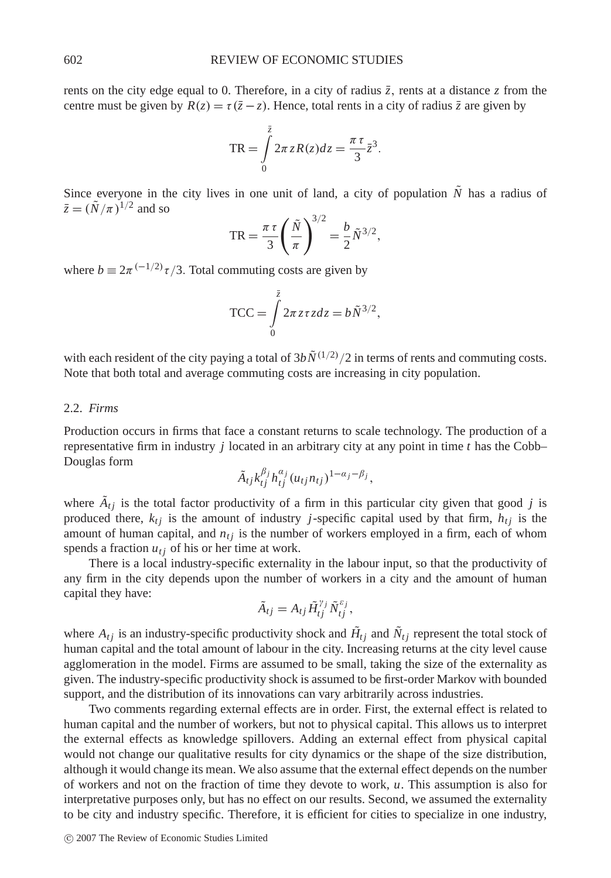rents on the city edge equal to 0. Therefore, in a city of radius $\bar{z}$, rents at a distance $z$ from the centre must be given by $R(z) = \tau(\bar{z} - z)$. Hence, total rents in a city of radius $\bar{z}$ are given by

$$\text{TR} = \int_0^{\bar{z}} 2\pi z R(z) dz = \frac{\pi \tau}{3} \bar{z}^3.$$

Since everyone in the city lives in one unit of land, a city of population $\tilde{N}$ has a radius of $\bar{z} = (\tilde{N}/\pi)^{1/2}$ and so

$$\text{TR} = \frac{\pi \tau}{3} \left( \frac{\tilde{N}}{\pi} \right)^{3/2} = \frac{b}{2} \tilde{N}^{3/2},$$

where $b \equiv 2\pi^{(-1/2)}\tau/3$. Total commuting costs are given by

$$\text{TCC} = \int_0^{\bar{z}} 2\pi z \tau z dz = b \tilde{N}^{3/2},$$

with each resident of the city paying a total of $3b\tilde{N}^{(1/2)}/2$ in terms of rents and commuting costs. Note that both total and average commuting costs are increasing in city population.

### 2.2. *Firms*

Production occurs in firms that face a constant returns to scale technology. The production of a representative firm in industry $j$ located in an arbitrary city at any point in time $t$ has the Cobb–Douglas form

$$\tilde{A}_{tj} k_{tj}^{\beta_j} h_{tj}^{\alpha_j} (u_{tj} n_{tj})^{1-\alpha_j-\beta_j},$$

where $\tilde{A}_{tj}$ is the total factor productivity of a firm in this particular city given that good $j$ is produced there, $k_{tj}$ is the amount of industry $j$-specific capital used by that firm, $h_{tj}$ is the amount of human capital, and $n_{tj}$ is the number of workers employed in a firm, each of whom spends a fraction $u_{tj}$ of his or her time at work.

There is a local industry-specific externality in the labour input, so that the productivity of any firm in the city depends upon the number of workers in a city and the amount of human capital they have:

$$\tilde{A}_{tj} = A_{tj} \tilde{H}_{tj}^{\gamma_j} \tilde{N}_{tj}^{\varepsilon_j},$$

where $A_{tj}$ is an industry-specific productivity shock and $\tilde{H}_{tj}$ and $\tilde{N}_{tj}$ represent the total stock of human capital and the total amount of labour in the city. Increasing returns at the city level cause agglomeration in the model. Firms are assumed to be small, taking the size of the externality as given. The industry-specific productivity shock is assumed to be first-order Markov with bounded support, and the distribution of its innovations can vary arbitrarily across industries.

Two comments regarding external effects are in order. First, the external effect is related to human capital and the number of workers, but not to physical capital. This allows us to interpret the external effects as knowledge spillovers. Adding an external effect from physical capital would not change our qualitative results for city dynamics or the shape of the size distribution, although it would change its mean. We also assume that the external effect depends on the number of workers and not on the fraction of time they devote to work, $u$. This assumption is also for interpretative purposes only, but has no effect on our results. Second, we assumed the externality to be city and industry specific. Therefore, it is efficient for cities to specialize in one industry,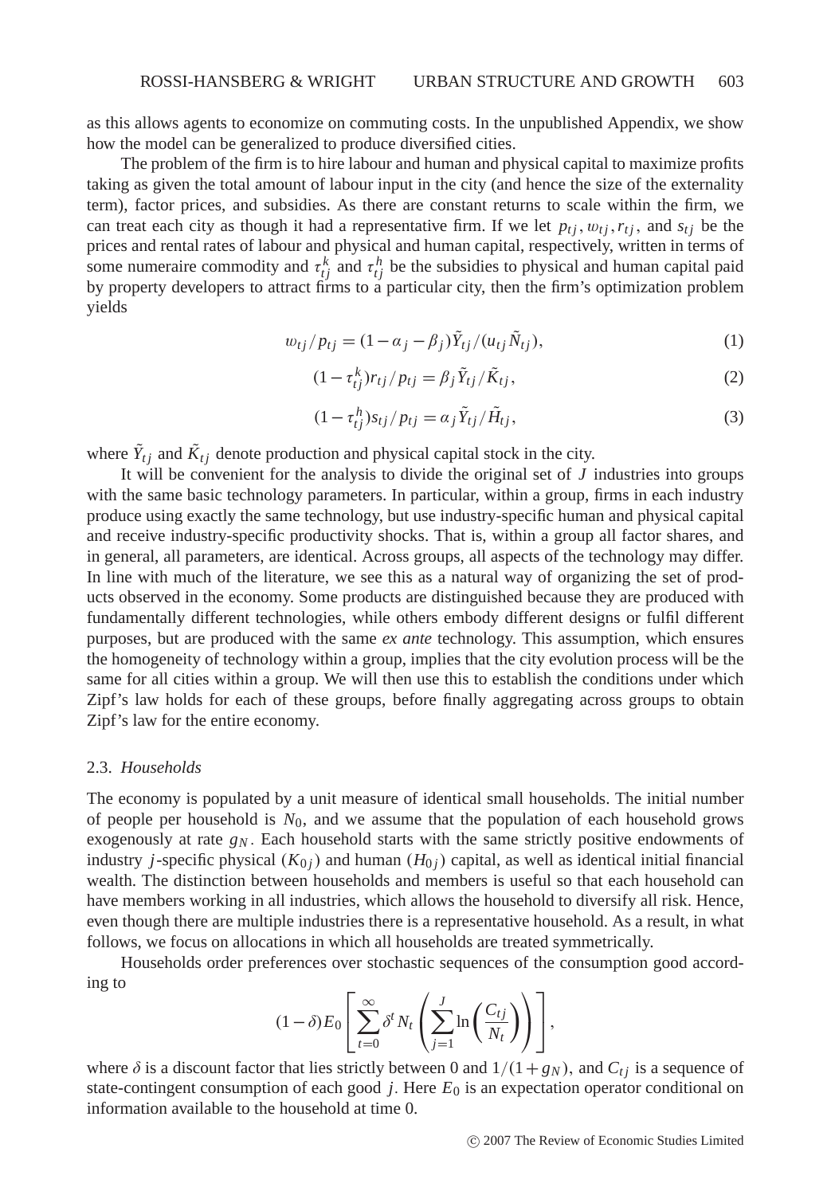as this allows agents to economize on commuting costs. In the unpublished Appendix, we show how the model can be generalized to produce diversified cities.

The problem of the firm is to hire labour and human and physical capital to maximize profits taking as given the total amount of labour input in the city (and hence the size of the externality term), factor prices, and subsidies. As there are constant returns to scale within the firm, we can treat each city as though it had a representative firm. If we let $p_{tj}, w_{tj}, r_{tj}$, and $s_{tj}$ be the prices and rental rates of labour and physical and human capital, respectively, written in terms of some numeraire commodity and $\tau_{tj}^k$ and $\tau_{tj}^h$ be the subsidies to physical and human capital paid by property developers to attract firms to a particular city, then the firm's optimization problem yields

$$w_{tj}/p_{tj} = (1-\alpha_j - \beta_j)\tilde{Y}_{tj}/(u_{tj}\tilde{N}_{tj}), \tag{1}$$

$$(1-\tau_{tj}^k)r_{tj}/p_{tj} = \beta_j \tilde{Y}_{tj}/\tilde{K}_{tj}, \tag{2}$$

$$(1-\tau_{tj}^h)s_{tj}/p_{tj} = \alpha_j \tilde{Y}_{tj}/\tilde{H}_{tj}, \tag{3}$$

where $\tilde{Y}_{tj}$ and $\tilde{K}_{tj}$ denote production and physical capital stock in the city.

It will be convenient for the analysis to divide the original set of $J$ industries into groups with the same basic technology parameters. In particular, within a group, firms in each industry produce using exactly the same technology, but use industry-specific human and physical capital and receive industry-specific productivity shocks. That is, within a group all factor shares, and in general, all parameters, are identical. Across groups, all aspects of the technology may differ. In line with much of the literature, we see this as a natural way of organizing the set of products observed in the economy. Some products are distinguished because they are produced with fundamentally different technologies, while others embody different designs or fulfil different purposes, but are produced with the same *ex ante* technology. This assumption, which ensures the homogeneity of technology within a group, implies that the city evolution process will be the same for all cities within a group. We will then use this to establish the conditions under which Zipf's law holds for each of these groups, before finally aggregating across groups to obtain Zipf's law for the entire economy.

### 2.3. *Households*

The economy is populated by a unit measure of identical small households. The initial number of people per household is $N_0$, and we assume that the population of each household grows exogenously at rate $g_N$. Each household starts with the same strictly positive endowments of industry $j$-specific physical ($K_{0j}$) and human ($H_{0j}$) capital, as well as identical initial financial wealth. The distinction between households and members is useful so that each household can have members working in all industries, which allows the household to diversify all risk. Hence, even though there are multiple industries there is a representative household. As a result, in what follows, we focus on allocations in which all households are treated symmetrically.

Households order preferences over stochastic sequences of the consumption good according to

$$(1-\delta)E_0\left[\sum_{t=0}^{\infty}\delta^t N_t\left(\sum_{j=1}^{J}\ln\left(\frac{C_{tj}}{N_t}\right)\right)\right],$$

where $\delta$ is a discount factor that lies strictly between 0 and $1/(1+g_N)$, and $C_{tj}$ is a sequence of state-contingent consumption of each good $j$. Here $E_0$ is an expectation operator conditional on information available to the household at time 0.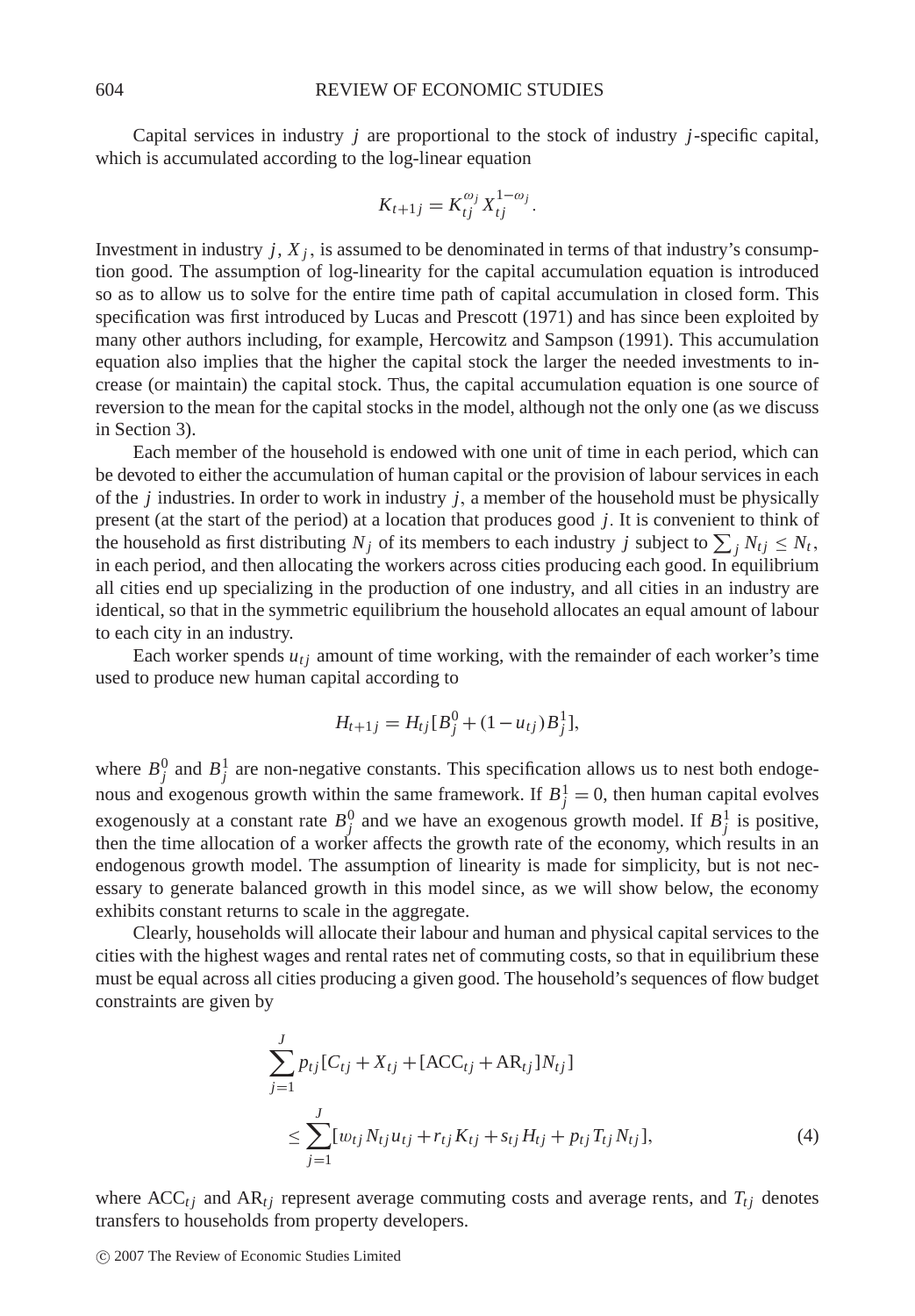Capital services in industry $j$ are proportional to the stock of industry $j$-specific capital, which is accumulated according to the log-linear equation

$$K_{t+1j} = K_{tj}^{\omega_j} X_{tj}^{1-\omega_j}.$$

Investment in industry $j$, $X_j$, is assumed to be denominated in terms of that industry's consumption good. The assumption of log-linearity for the capital accumulation equation is introduced so as to allow us to solve for the entire time path of capital accumulation in closed form. This specification was first introduced by Lucas and Prescott (1971) and has since been exploited by many other authors including, for example, Hercowitz and Sampson (1991). This accumulation equation also implies that the higher the capital stock the larger the needed investments to increase (or maintain) the capital stock. Thus, the capital accumulation equation is one source of reversion to the mean for the capital stocks in the model, although not the only one (as we discuss in Section 3).

Each member of the household is endowed with one unit of time in each period, which can be devoted to either the accumulation of human capital or the provision of labour services in each of the $j$ industries. In order to work in industry $j$, a member of the household must be physically present (at the start of the period) at a location that produces good $j$. It is convenient to think of the household as first distributing $N_j$ of its members to each industry $j$ subject to $\sum_j N_{tj} \leq N_t$, in each period, and then allocating the workers across cities producing each good. In equilibrium all cities end up specializing in the production of one industry, and all cities in an industry are identical, so that in the symmetric equilibrium the household allocates an equal amount of labour to each city in an industry.

Each worker spends $u_{tj}$ amount of time working, with the remainder of each worker's time used to produce new human capital according to

$$H_{t+1j} = H_{tj}[B_j^0 + (1-u_{tj})B_j^1],$$

where $B_j^0$ and $B_j^1$ are non-negative constants. This specification allows us to nest both endogenous and exogenous growth within the same framework. If $B_j^1 = 0$, then human capital evolves exogenously at a constant rate $B_j^0$ and we have an exogenous growth model. If $B_j^1$ is positive, then the time allocation of a worker affects the growth rate of the economy, which results in an endogenous growth model. The assumption of linearity is made for simplicity, but is not necessary to generate balanced growth in this model since, as we will show below, the economy exhibits constant returns to scale in the aggregate.

Clearly, households will allocate their labour and human and physical capital services to the cities with the highest wages and rental rates net of commuting costs, so that in equilibrium these must be equal across all cities producing a given good. The household's sequences of flow budget constraints are given by

$$\begin{aligned}\sum_{j=1}^{J} p_{tj}[C_{tj} + X_{tj} + [\mathrm{ACC}_{tj} + \mathrm{AR}_{tj}]N_{tj}] \\ \leq \sum_{j=1}^{J}[w_{tj}N_{tj}u_{tj} + r_{tj}K_{tj} + s_{tj}H_{tj} + p_{tj}T_{tj}N_{tj}],\end{aligned} \tag{4}$$

where $\mathrm{ACC}_{tj}$ and $\mathrm{AR}_{tj}$ represent average commuting costs and average rents, and $T_{tj}$ denotes transfers to households from property developers.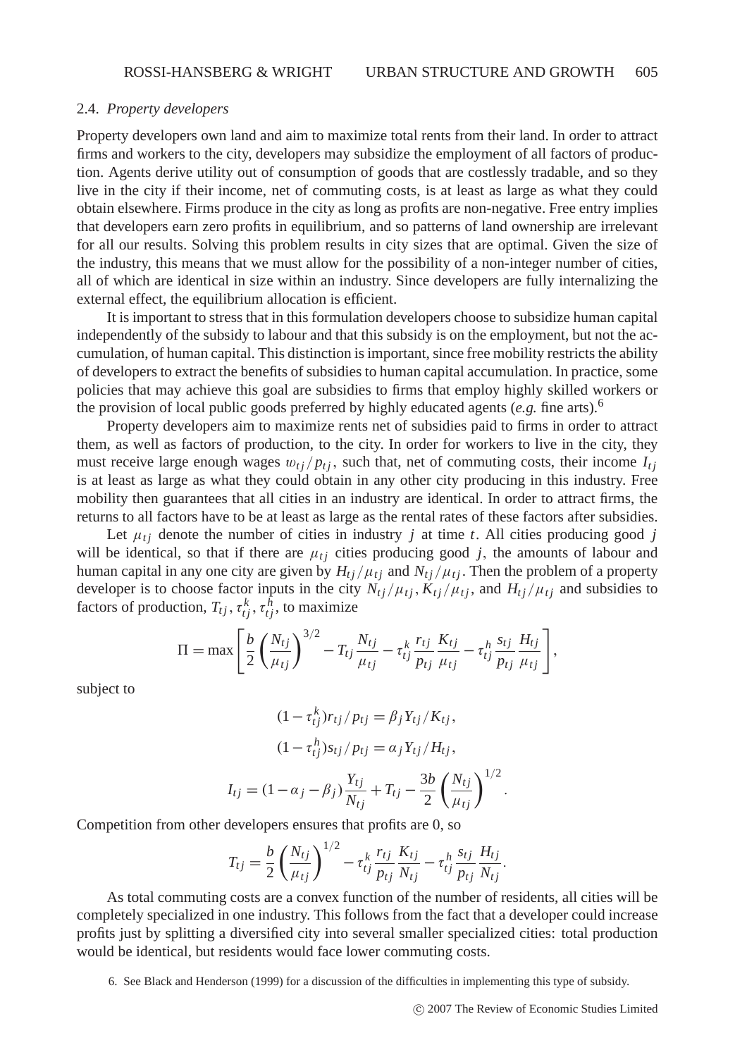### 2.4. *Property developers*

Property developers own land and aim to maximize total rents from their land. In order to attract firms and workers to the city, developers may subsidize the employment of all factors of production. Agents derive utility out of consumption of goods that are costlessly tradable, and so they live in the city if their income, net of commuting costs, is at least as large as what they could obtain elsewhere. Firms produce in the city as long as profits are non-negative. Free entry implies that developers earn zero profits in equilibrium, and so patterns of land ownership are irrelevant for all our results. Solving this problem results in city sizes that are optimal. Given the size of the industry, this means that we must allow for the possibility of a non-integer number of cities, all of which are identical in size within an industry. Since developers are fully internalizing the external effect, the equilibrium allocation is efficient.

It is important to stress that in this formulation developers choose to subsidize human capital independently of the subsidy to labour and that this subsidy is on the employment, but not the accumulation, of human capital. This distinction is important, since free mobility restricts the ability of developers to extract the benefits of subsidies to human capital accumulation. In practice, some policies that may achieve this goal are subsidies to firms that employ highly skilled workers or the provision of local public goods preferred by highly educated agents (*e.g.* fine arts).[6]

Property developers aim to maximize rents net of subsidies paid to firms in order to attract them, as well as factors of production, to the city. In order for workers to live in the city, they must receive large enough wages $w_{tj}/p_{tj}$, such that, net of commuting costs, their income $I_{tj}$ is at least as large as what they could obtain in any other city producing in this industry. Free mobility then guarantees that all cities in an industry are identical. In order to attract firms, the returns to all factors have to be at least as large as the rental rates of these factors after subsidies.

Let $\mu_{tj}$ denote the number of cities in industry $j$ at time $t$. All cities producing good $j$ will be identical, so that if there are $\mu_{tj}$ cities producing good $j$, the amounts of labour and human capital in any one city are given by $H_{tj}/\mu_{tj}$ and $N_{tj}/\mu_{tj}$. Then the problem of a property developer is to choose factor inputs in the city $N_{tj}/\mu_{tj}$, $K_{tj}/\mu_{tj}$, and $H_{tj}/\mu_{tj}$ and subsidies to factors of production, $T_{tj}, \tau_{tj}^k, \tau_{tj}^h$, to maximize

$$\Pi = \max\left[\frac{b}{2}\left(\frac{N_{tj}}{\mu_{tj}}\right)^{3/2} - T_{tj}\frac{N_{tj}}{\mu_{tj}} - \tau_{tj}^k\frac{r_{tj}}{p_{tj}}\frac{K_{tj}}{\mu_{tj}} - \tau_{tj}^h\frac{s_{tj}}{p_{tj}}\frac{H_{tj}}{\mu_{tj}}\right],$$

subject to

$$(1-\tau_{tj}^k)r_{tj}/p_{tj} = \beta_j Y_{tj}/K_{tj},$$

$$(1-\tau_{tj}^h)s_{tj}/p_{tj} = \alpha_j Y_{tj}/H_{tj},$$

$$I_{tj} = (1-\alpha_j-\beta_j)\frac{Y_{tj}}{N_{tj}} + T_{tj} - \frac{3b}{2}\left(\frac{N_{tj}}{\mu_{tj}}\right)^{1/2}.$$

Competition from other developers ensures that profits are 0, so

$$T_{tj} = \frac{b}{2}\left(\frac{N_{tj}}{\mu_{tj}}\right)^{1/2} - \tau_{tj}^k\frac{r_{tj}}{p_{tj}}\frac{K_{tj}}{N_{tj}} - \tau_{tj}^h\frac{s_{tj}}{p_{tj}}\frac{H_{tj}}{N_{tj}}.$$

As total commuting costs are a convex function of the number of residents, all cities will be completely specialized in one industry. This follows from the fact that a developer could increase profits just by splitting a diversified city into several smaller specialized cities: total production would be identical, but residents would face lower commuting costs.

6. See Black and Henderson (1999) for a discussion of the difficulties in implementing this type of subsidy.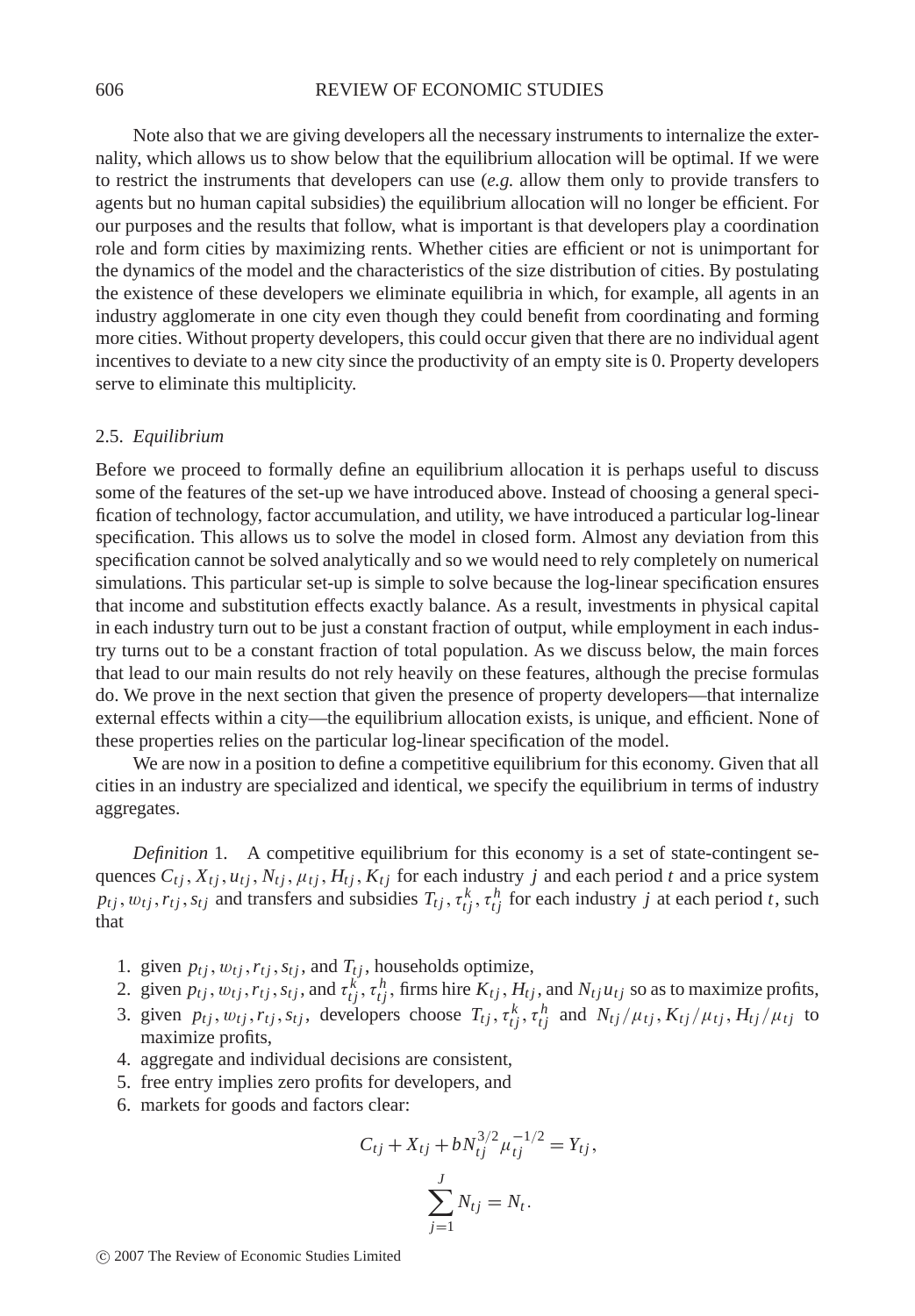Note also that we are giving developers all the necessary instruments to internalize the externality, which allows us to show below that the equilibrium allocation will be optimal. If we were to restrict the instruments that developers can use (*e.g.* allow them only to provide transfers to agents but no human capital subsidies) the equilibrium allocation will no longer be efficient. For our purposes and the results that follow, what is important is that developers play a coordination role and form cities by maximizing rents. Whether cities are efficient or not is unimportant for the dynamics of the model and the characteristics of the size distribution of cities. By postulating the existence of these developers we eliminate equilibria in which, for example, all agents in an industry agglomerate in one city even though they could benefit from coordinating and forming more cities. Without property developers, this could occur given that there are no individual agent incentives to deviate to a new city since the productivity of an empty site is 0. Property developers serve to eliminate this multiplicity.

### 2.5. *Equilibrium*

Before we proceed to formally define an equilibrium allocation it is perhaps useful to discuss some of the features of the set-up we have introduced above. Instead of choosing a general specification of technology, factor accumulation, and utility, we have introduced a particular log-linear specification. This allows us to solve the model in closed form. Almost any deviation from this specification cannot be solved analytically and so we would need to rely completely on numerical simulations. This particular set-up is simple to solve because the log-linear specification ensures that income and substitution effects exactly balance. As a result, investments in physical capital in each industry turn out to be just a constant fraction of output, while employment in each industry turns out to be a constant fraction of total population. As we discuss below, the main forces that lead to our main results do not rely heavily on these features, although the precise formulas do. We prove in the next section that given the presence of property developers—that internalize external effects within a city—the equilibrium allocation exists, is unique, and efficient. None of these properties relies on the particular log-linear specification of the model.

We are now in a position to define a competitive equilibrium for this economy. Given that all cities in an industry are specialized and identical, we specify the equilibrium in terms of industry aggregates.

*Definition* 1. A competitive equilibrium for this economy is a set of state-contingent sequences $C_{tj}, X_{tj}, u_{tj}, N_{tj}, \mu_{tj}, H_{tj}, K_{tj}$ for each industry $j$ and each period $t$ and a price system $p_{tj}, w_{tj}, r_{tj}, s_{tj}$ and transfers and subsidies $T_{tj}, \tau^k_{tj}, \tau^h_{tj}$ for each industry $j$ at each period $t$, such that

1. given $p_{tj}, w_{tj}, r_{tj}, s_{tj}$, and $T_{tj}$, households optimize,
2. given $p_{tj}, w_{tj}, r_{tj}, s_{tj}$, and $\tau^k_{tj}, \tau^h_{tj}$, firms hire $K_{tj}, H_{tj}$, and $N_{tj}u_{tj}$ so as to maximize profits,
3. given $p_{tj}, w_{tj}, r_{tj}, s_{tj}$, developers choose $T_{tj}, \tau^k_{tj}, \tau^h_{tj}$ and $N_{tj}/\mu_{tj}, K_{tj}/\mu_{tj}, H_{tj}/\mu_{tj}$ to maximize profits,
4. aggregate and individual decisions are consistent,
5. free entry implies zero profits for developers, and
6. markets for goods and factors clear:

$$C_{tj} + X_{tj} + bN_{tj}^{3/2}\mu_{tj}^{-1/2} = Y_{tj},$$

$$\sum_{j=1}^{J} N_{tj} = N_t.$$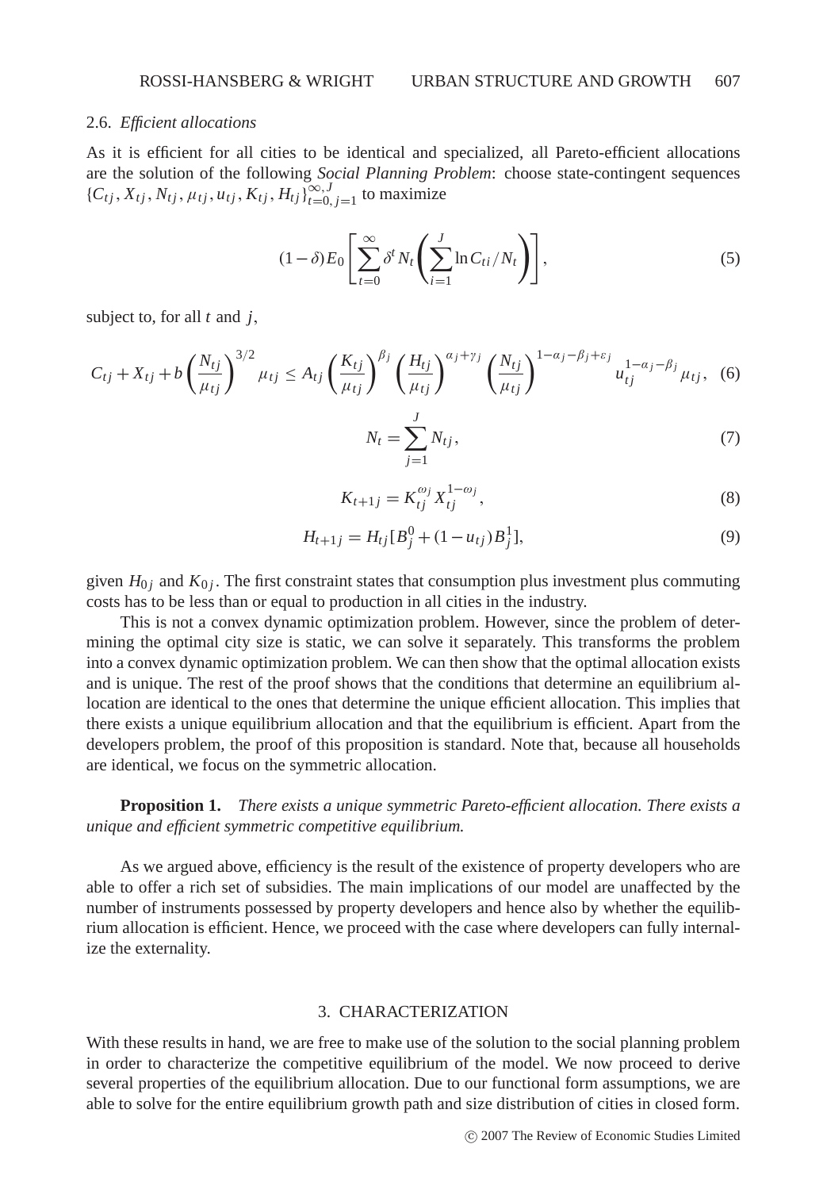### 2.6. *Efficient allocations*

As it is efficient for all cities to be identical and specialized, all Pareto-efficient allocations are the solution of the following *Social Planning Problem*: choose state-contingent sequences $\{C_{tj}, X_{tj}, N_{tj}, \mu_{tj}, u_{tj}, K_{tj}, H_{tj}\}_{t=0, j=1}^{\infty, J}$ to maximize

$$(1-\delta) E_0 \left[ \sum_{t=0}^{\infty} \delta^t N_t \left( \sum_{i=1}^{J} \ln C_{ti} / N_t \right) \right], \tag{5}$$

subject to, for all $t$ and $j$,

$$C_{tj} + X_{tj} + b \left( \frac{N_{tj}}{\mu_{tj}} \right)^{3/2} \mu_{tj} \leq A_{tj} \left( \frac{K_{tj}}{\mu_{tj}} \right)^{\beta_j} \left( \frac{H_{tj}}{\mu_{tj}} \right)^{\alpha_j + \gamma_j} \left( \frac{N_{tj}}{\mu_{tj}} \right)^{1-\alpha_j-\beta_j+\varepsilon_j} u_{tj}^{1-\alpha_j-\beta_j} \mu_{tj}, \tag{6}$$

$$N_t = \sum_{j=1}^{J} N_{tj}, \tag{7}$$

$$K_{t+1j} = K_{tj}^{\omega_j} X_{tj}^{1-\omega_j}, \tag{8}$$

$$H_{t+1j} = H_{tj} [B_j^0 + (1 - u_{tj}) B_j^1], \tag{9}$$

given $H_{0j}$ and $K_{0j}$. The first constraint states that consumption plus investment plus commuting costs has to be less than or equal to production in all cities in the industry.

This is not a convex dynamic optimization problem. However, since the problem of determining the optimal city size is static, we can solve it separately. This transforms the problem into a convex dynamic optimization problem. We can then show that the optimal allocation exists and is unique. The rest of the proof shows that the conditions that determine an equilibrium allocation are identical to the ones that determine the unique efficient allocation. This implies that there exists a unique equilibrium allocation and that the equilibrium is efficient. Apart from the developers problem, the proof of this proposition is standard. Note that, because all households are identical, we focus on the symmetric allocation.

**Proposition 1.** *There exists a unique symmetric Pareto-efficient allocation. There exists a unique and efficient symmetric competitive equilibrium.*

As we argued above, efficiency is the result of the existence of property developers who are able to offer a rich set of subsidies. The main implications of our model are unaffected by the number of instruments possessed by property developers and hence also by whether the equilibrium allocation is efficient. Hence, we proceed with the case where developers can fully internalize the externality.

## 3. CHARACTERIZATION

With these results in hand, we are free to make use of the solution to the social planning problem in order to characterize the competitive equilibrium of the model. We now proceed to derive several properties of the equilibrium allocation. Due to our functional form assumptions, we are able to solve for the entire equilibrium growth path and size distribution of cities in closed form.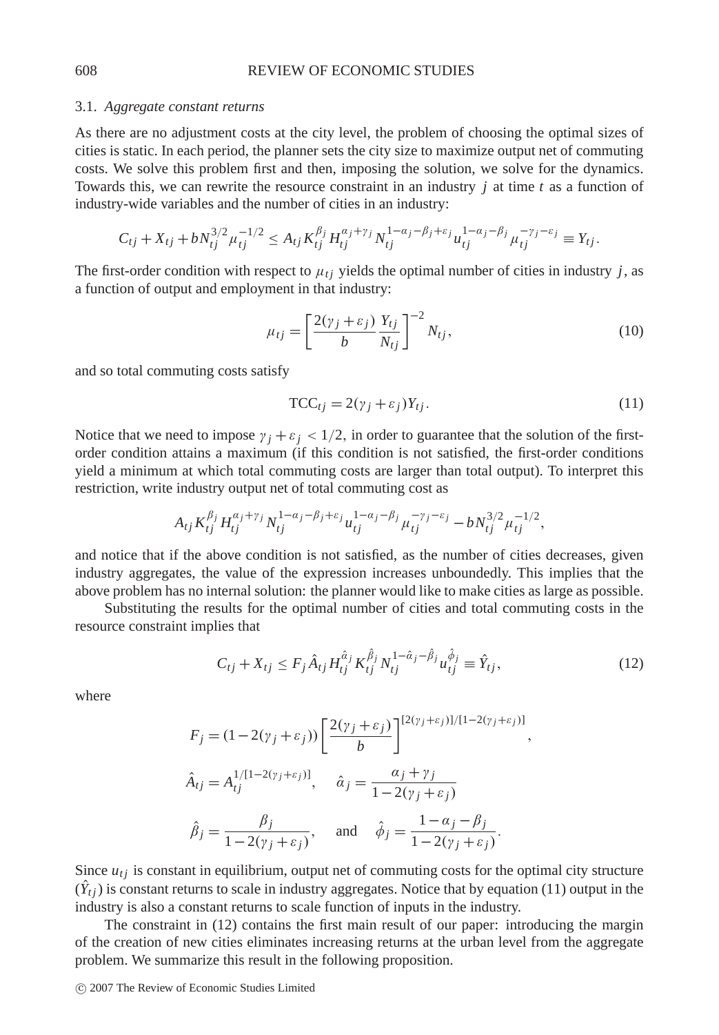### 3.1. *Aggregate constant returns*

As there are no adjustment costs at the city level, the problem of choosing the optimal sizes of cities is static. In each period, the planner sets the city size to maximize output net of commuting costs. We solve this problem first and then, imposing the solution, we solve for the dynamics. Towards this, we can rewrite the resource constraint in an industry $j$ at time $t$ as a function of industry-wide variables and the number of cities in an industry:

$$C_{tj} + X_{tj} + bN_{tj}^{3/2}\mu_{tj}^{-1/2} \leq A_{tj}K_{tj}^{\beta_j}H_{tj}^{\alpha_j+\gamma_j}N_{tj}^{1-\alpha_j-\beta_j+\varepsilon_j}u_{tj}^{1-\alpha_j-\beta_j}\mu_{tj}^{-\gamma_j-\varepsilon_j} \equiv Y_{tj}.$$

The first-order condition with respect to $\mu_{tj}$ yields the optimal number of cities in industry $j$, as a function of output and employment in that industry:

$$\mu_{tj} = \left[\frac{2(\gamma_j+\varepsilon_j)}{b}\frac{Y_{tj}}{N_{tj}}\right]^{-2} N_{tj}, \tag{10}$$

and so total commuting costs satisfy

$$\text{TCC}_{tj} = 2(\gamma_j+\varepsilon_j)Y_{tj}. \tag{11}$$

Notice that we need to impose $\gamma_j + \varepsilon_j < 1/2$, in order to guarantee that the solution of the first-order condition attains a maximum (if this condition is not satisfied, the first-order conditions yield a minimum at which total commuting costs are larger than total output). To interpret this restriction, write industry output net of total commuting cost as

$$A_{tj}K_{tj}^{\beta_j}H_{tj}^{\alpha_j+\gamma_j}N_{tj}^{1-\alpha_j-\beta_j+\varepsilon_j}u_{tj}^{1-\alpha_j-\beta_j}\mu_{tj}^{-\gamma_j-\varepsilon_j} - bN_{tj}^{3/2}\mu_{tj}^{-1/2},$$

and notice that if the above condition is not satisfied, as the number of cities decreases, given industry aggregates, the value of the expression increases unboundedly. This implies that the above problem has no internal solution: the planner would like to make cities as large as possible.

Substituting the results for the optimal number of cities and total commuting costs in the resource constraint implies that

$$C_{tj} + X_{tj} \leq F_j\hat{A}_{tj}H_{tj}^{\hat{\alpha}_j}K_{tj}^{\hat{\beta}_j}N_{tj}^{1-\hat{\alpha}_j-\hat{\beta}_j}u_{tj}^{\hat{\phi}_j} \equiv \hat{Y}_{tj}, \tag{12}$$

where

$$F_j = (1-2(\gamma_j+\varepsilon_j))\left[\frac{2(\gamma_j+\varepsilon_j)}{b}\right]^{[2(\gamma_j+\varepsilon_j)]/[1-2(\gamma_j+\varepsilon_j)]},$$

$$\hat{A}_{tj} = A_{tj}^{1/[1-2(\gamma_j+\varepsilon_j)]}, \quad \hat{\alpha}_j = \frac{\alpha_j+\gamma_j}{1-2(\gamma_j+\varepsilon_j)}$$

$$\hat{\beta}_j = \frac{\beta_j}{1-2(\gamma_j+\varepsilon_j)}, \quad \text{and} \quad \hat{\phi}_j = \frac{1-\alpha_j-\beta_j}{1-2(\gamma_j+\varepsilon_j)}.$$

Since $u_{tj}$ is constant in equilibrium, output net of commuting costs for the optimal city structure ($\hat{Y}_{tj}$) is constant returns to scale in industry aggregates. Notice that by equation (11) output in the industry is also a constant returns to scale function of inputs in the industry.

The constraint in (12) contains the first main result of our paper: introducing the margin of the creation of new cities eliminates increasing returns at the urban level from the aggregate problem. We summarize this result in the following proposition.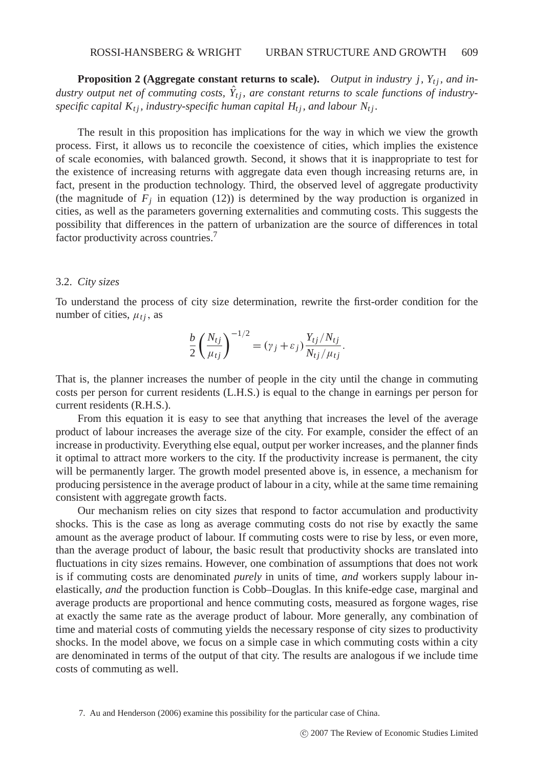**Proposition 2 (Aggregate constant returns to scale).** *Output in industry $j$, $Y_{tj}$, and industry output net of commuting costs, $\hat{Y}_{tj}$, are constant returns to scale functions of industry-specific capital $K_{tj}$, industry-specific human capital $H_{tj}$, and labour $N_{tj}$.*

The result in this proposition has implications for the way in which we view the growth process. First, it allows us to reconcile the coexistence of cities, which implies the existence of scale economies, with balanced growth. Second, it shows that it is inappropriate to test for the existence of increasing returns with aggregate data even though increasing returns are, in fact, present in the production technology. Third, the observed level of aggregate productivity (the magnitude of $F_j$ in equation (12)) is determined by the way production is organized in cities, as well as the parameters governing externalities and commuting costs. This suggests the possibility that differences in the pattern of urbanization are the source of differences in total factor productivity across countries.[7]

### 3.2. *City sizes*

To understand the process of city size determination, rewrite the first-order condition for the number of cities, $\mu_{tj}$, as

$$\frac{b}{2}\left(\frac{N_{tj}}{\mu_{tj}}\right)^{-1/2} = (\gamma_j + \varepsilon_j)\frac{Y_{tj}/N_{tj}}{N_{tj}/\mu_{tj}}.$$

That is, the planner increases the number of people in the city until the change in commuting costs per person for current residents (L.H.S.) is equal to the change in earnings per person for current residents (R.H.S.).

From this equation it is easy to see that anything that increases the level of the average product of labour increases the average size of the city. For example, consider the effect of an increase in productivity. Everything else equal, output per worker increases, and the planner finds it optimal to attract more workers to the city. If the productivity increase is permanent, the city will be permanently larger. The growth model presented above is, in essence, a mechanism for producing persistence in the average product of labour in a city, while at the same time remaining consistent with aggregate growth facts.

Our mechanism relies on city sizes that respond to factor accumulation and productivity shocks. This is the case as long as average commuting costs do not rise by exactly the same amount as the average product of labour. If commuting costs were to rise by less, or even more, than the average product of labour, the basic result that productivity shocks are translated into fluctuations in city sizes remains. However, one combination of assumptions that does not work is if commuting costs are denominated *purely* in units of time, *and* workers supply labour inelastically, *and* the production function is Cobb–Douglas. In this knife-edge case, marginal and average products are proportional and hence commuting costs, measured as forgone wages, rise at exactly the same rate as the average product of labour. More generally, any combination of time and material costs of commuting yields the necessary response of city sizes to productivity shocks. In the model above, we focus on a simple case in which commuting costs within a city are denominated in terms of the output of that city. The results are analogous if we include time costs of commuting as well.

7. Au and Henderson (2006) examine this possibility for the particular case of China.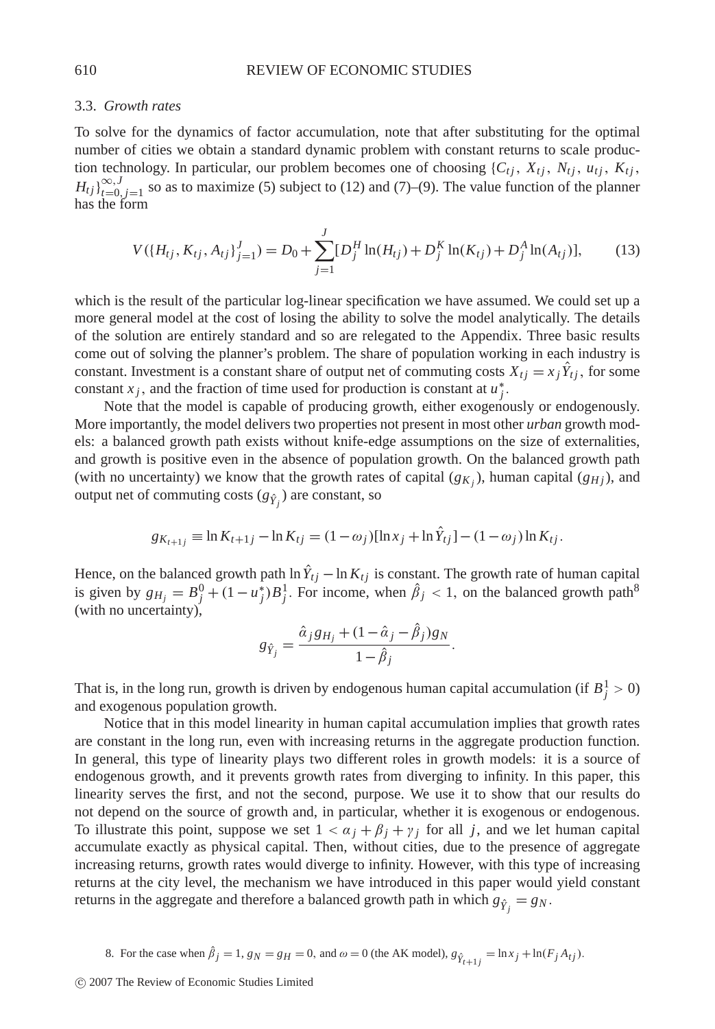### 3.3. *Growth rates*

To solve for the dynamics of factor accumulation, note that after substituting for the optimal number of cities we obtain a standard dynamic problem with constant returns to scale production technology. In particular, our problem becomes one of choosing $\{C_{tj}, X_{tj}, N_{tj}, u_{tj}, K_{tj}, H_{tj}\}_{t=0, j=1}^{\infty, J}$ so as to maximize (5) subject to (12) and (7)–(9). The value function of the planner has the form

$$V(\{H_{tj}, K_{tj}, A_{tj}\}_{j=1}^{J}) = D_0 + \sum_{j=1}^{J} [D_j^H \ln(H_{tj}) + D_j^K \ln(K_{tj}) + D_j^A \ln(A_{tj})], \tag{13}$$

which is the result of the particular log-linear specification we have assumed. We could set up a more general model at the cost of losing the ability to solve the model analytically. The details of the solution are entirely standard and so are relegated to the Appendix. Three basic results come out of solving the planner's problem. The share of population working in each industry is constant. Investment is a constant share of output net of commuting costs $X_{tj} = x_j \hat{Y}_{tj}$, for some constant $x_j$, and the fraction of time used for production is constant at $u_j^*$.

Note that the model is capable of producing growth, either exogenously or endogenously. More importantly, the model delivers two properties not present in most other *urban* growth models: a balanced growth path exists without knife-edge assumptions on the size of externalities, and growth is positive even in the absence of population growth. On the balanced growth path (with no uncertainty) we know that the growth rates of capital ($g_{K_j}$), human capital ($g_{Hj}$), and output net of commuting costs ($g_{\hat{Y}_j}$) are constant, so

$$g_{K_{t+1j}} \equiv \ln K_{t+1j} - \ln K_{tj} = (1 - \omega_j)[\ln x_j + \ln \hat{Y}_{tj}] - (1 - \omega_j) \ln K_{tj}.$$

Hence, on the balanced growth path $\ln \hat{Y}_{tj} - \ln K_{tj}$ is constant. The growth rate of human capital is given by $g_{H_j} = B_j^0 + (1 - u_j^*) B_j^1$. For income, when $\hat{\beta}_j < 1$, on the balanced growth path[8] (with no uncertainty),

$$g_{\hat{Y}_j} = \frac{\hat{\alpha}_j g_{H_j} + (1 - \hat{\alpha}_j - \hat{\beta}_j) g_N}{1 - \hat{\beta}_j}.$$

That is, in the long run, growth is driven by endogenous human capital accumulation (if $B_j^1 > 0$) and exogenous population growth.

Notice that in this model linearity in human capital accumulation implies that growth rates are constant in the long run, even with increasing returns in the aggregate production function. In general, this type of linearity plays two different roles in growth models: it is a source of endogenous growth, and it prevents growth rates from diverging to infinity. In this paper, this linearity serves the first, and not the second, purpose. We use it to show that our results do not depend on the source of growth and, in particular, whether it is exogenous or endogenous. To illustrate this point, suppose we set $1 < \alpha_j + \beta_j + \gamma_j$ for all $j$, and we let human capital accumulate exactly as physical capital. Then, without cities, due to the presence of aggregate increasing returns, growth rates would diverge to infinity. However, with this type of increasing returns at the city level, the mechanism we have introduced in this paper would yield constant returns in the aggregate and therefore a balanced growth path in which $g_{\hat{Y}_j} = g_N$.

8. For the case when $\hat{\beta}_j = 1$, $g_N = g_H = 0$, and $\omega = 0$ (the AK model), $g_{\hat{Y}_{t+1j}} = \ln x_j + \ln(F_j A_{tj})$.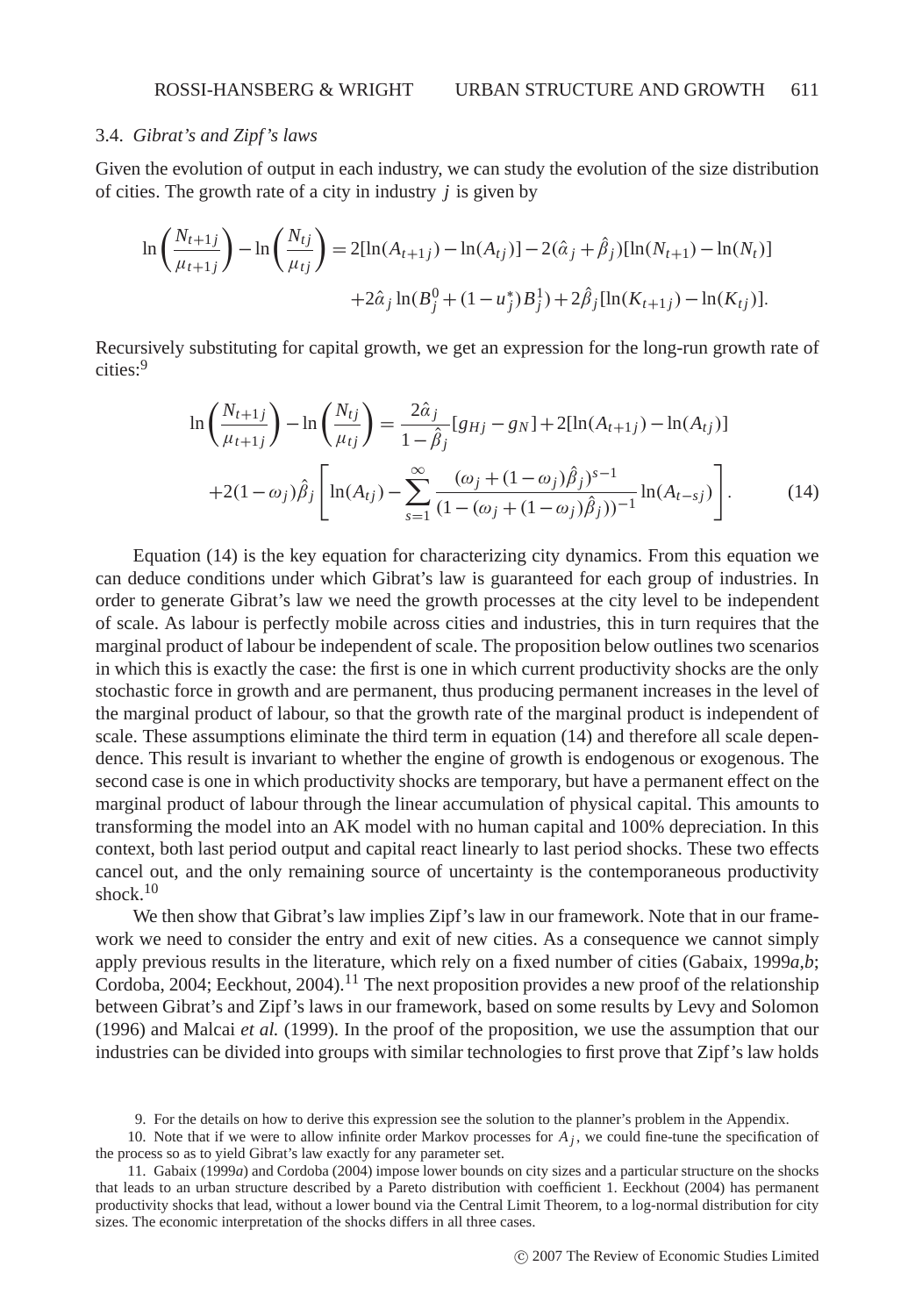### 3.4. *Gibrat's and Zipf's laws*

Given the evolution of output in each industry, we can study the evolution of the size distribution of cities. The growth rate of a city in industry $j$ is given by

$$\ln\left(\frac{N_{t+1j}}{\mu_{t+1j}}\right)-\ln\left(\frac{N_{tj}}{\mu_{tj}}\right)=2[\ln(A_{t+1j})-\ln(A_{tj})]-2(\hat{\alpha}_j+\hat{\beta}_j)[\ln(N_{t+1})-\ln(N_t)]$$
$$+2\hat{\alpha}_j\ln(B_j^0+(1-u_j^*)B_j^1)+2\hat{\beta}_j[\ln(K_{t+1j})-\ln(K_{tj})].$$

Recursively substituting for capital growth, we get an expression for the long-run growth rate of cities:[9]

$$\ln\left(\frac{N_{t+1j}}{\mu_{t+1j}}\right)-\ln\left(\frac{N_{tj}}{\mu_{tj}}\right)=\frac{2\hat{\alpha}_j}{1-\hat{\beta}_j}[g_{Hj}-g_N]+2[\ln(A_{t+1j})-\ln(A_{tj})]$$
$$+2(1-\omega_j)\hat{\beta}_j\left[\ln(A_{tj})-\sum_{s=1}^{\infty}\frac{(\omega_j+(1-\omega_j)\hat{\beta}_j)^{s-1}}{(1-(\omega_j+(1-\omega_j)\hat{\beta}_j))^{-1}}\ln(A_{t-sj})\right].\qquad(14)$$

Equation (14) is the key equation for characterizing city dynamics. From this equation we can deduce conditions under which Gibrat's law is guaranteed for each group of industries. In order to generate Gibrat's law we need the growth processes at the city level to be independent of scale. As labour is perfectly mobile across cities and industries, this in turn requires that the marginal product of labour be independent of scale. The proposition below outlines two scenarios in which this is exactly the case: the first is one in which current productivity shocks are the only stochastic force in growth and are permanent, thus producing permanent increases in the level of the marginal product of labour, so that the growth rate of the marginal product is independent of scale. These assumptions eliminate the third term in equation (14) and therefore all scale dependence. This result is invariant to whether the engine of growth is endogenous or exogenous. The second case is one in which productivity shocks are temporary, but have a permanent effect on the marginal product of labour through the linear accumulation of physical capital. This amounts to transforming the model into an AK model with no human capital and 100% depreciation. In this context, both last period output and capital react linearly to last period shocks. These two effects cancel out, and the only remaining source of uncertainty is the contemporaneous productivity shock.[10]

We then show that Gibrat's law implies Zipf's law in our framework. Note that in our framework we need to consider the entry and exit of new cities. As a consequence we cannot simply apply previous results in the literature, which rely on a fixed number of cities (Gabaix, 1999*a*,*b*; Cordoba, 2004; Eeckhout, 2004).[11] The next proposition provides a new proof of the relationship between Gibrat's and Zipf's laws in our framework, based on some results by Levy and Solomon (1996) and Malcai *et al.* (1999). In the proof of the proposition, we use the assumption that our industries can be divided into groups with similar technologies to first prove that Zipf's law holds

9. For the details on how to derive this expression see the solution to the planner's problem in the Appendix.

10. Note that if we were to allow infinite order Markov processes for $A_j$, we could fine-tune the specification of the process so as to yield Gibrat's law exactly for any parameter set.

11. Gabaix (1999*a*) and Cordoba (2004) impose lower bounds on city sizes and a particular structure on the shocks that leads to an urban structure described by a Pareto distribution with coefficient 1. Eeckhout (2004) has permanent productivity shocks that lead, without a lower bound via the Central Limit Theorem, to a log-normal distribution for city sizes. The economic interpretation of the shocks differs in all three cases.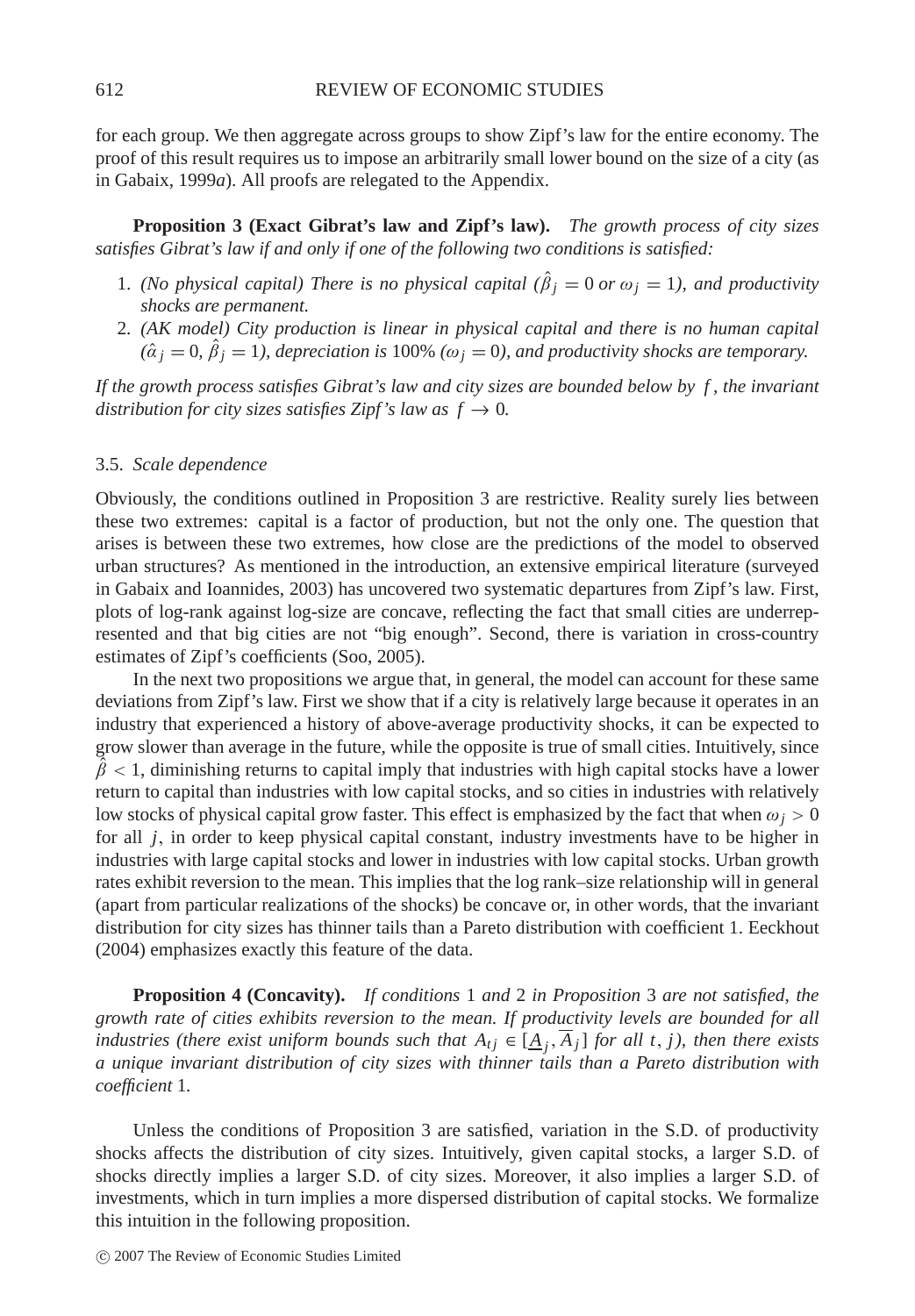for each group. We then aggregate across groups to show Zipf's law for the entire economy. The proof of this result requires us to impose an arbitrarily small lower bound on the size of a city (as in Gabaix, 1999*a*). All proofs are relegated to the Appendix.

**Proposition 3 (Exact Gibrat's law and Zipf's law).** *The growth process of city sizes satisfies Gibrat's law if and only if one of the following two conditions is satisfied:*

1. *(No physical capital) There is no physical capital ($\hat{\beta}_j = 0$ or $\omega_j = 1$), and productivity shocks are permanent.*
2. *(AK model) City production is linear in physical capital and there is no human capital ($\hat{\alpha}_j = 0$, $\hat{\beta}_j = 1$), depreciation is* 100% *($\omega_j = 0$), and productivity shocks are temporary.*

*If the growth process satisfies Gibrat's law and city sizes are bounded below by $f$, the invariant distribution for city sizes satisfies Zipf's law as $f \to 0$.*

### 3.5. *Scale dependence*

Obviously, the conditions outlined in Proposition 3 are restrictive. Reality surely lies between these two extremes: capital is a factor of production, but not the only one. The question that arises is between these two extremes, how close are the predictions of the model to observed urban structures? As mentioned in the introduction, an extensive empirical literature (surveyed in Gabaix and Ioannides, 2003) has uncovered two systematic departures from Zipf's law. First, plots of log-rank against log-size are concave, reflecting the fact that small cities are underrepresented and that big cities are not "big enough". Second, there is variation in cross-country estimates of Zipf's coefficients (Soo, 2005).

In the next two propositions we argue that, in general, the model can account for these same deviations from Zipf's law. First we show that if a city is relatively large because it operates in an industry that experienced a history of above-average productivity shocks, it can be expected to grow slower than average in the future, while the opposite is true of small cities. Intuitively, since $\hat{\beta} < 1$, diminishing returns to capital imply that industries with high capital stocks have a lower return to capital than industries with low capital stocks, and so cities in industries with relatively low stocks of physical capital grow faster. This effect is emphasized by the fact that when $\omega_j > 0$ for all $j$, in order to keep physical capital constant, industry investments have to be higher in industries with large capital stocks and lower in industries with low capital stocks. Urban growth rates exhibit reversion to the mean. This implies that the log rank–size relationship will in general (apart from particular realizations of the shocks) be concave or, in other words, that the invariant distribution for city sizes has thinner tails than a Pareto distribution with coefficient 1. Eeckhout (2004) emphasizes exactly this feature of the data.

**Proposition 4 (Concavity).** *If conditions* 1 *and* 2 *in Proposition* 3 *are not satisfied, the growth rate of cities exhibits reversion to the mean. If productivity levels are bounded for all industries (there exist uniform bounds such that $A_{tj} \in [\underline{A}_j, \overline{A}_j]$ for all $t, j$), then there exists a unique invariant distribution of city sizes with thinner tails than a Pareto distribution with coefficient* 1*.*

Unless the conditions of Proposition 3 are satisfied, variation in the S.D. of productivity shocks affects the distribution of city sizes. Intuitively, given capital stocks, a larger S.D. of shocks directly implies a larger S.D. of city sizes. Moreover, it also implies a larger S.D. of investments, which in turn implies a more dispersed distribution of capital stocks. We formalize this intuition in the following proposition.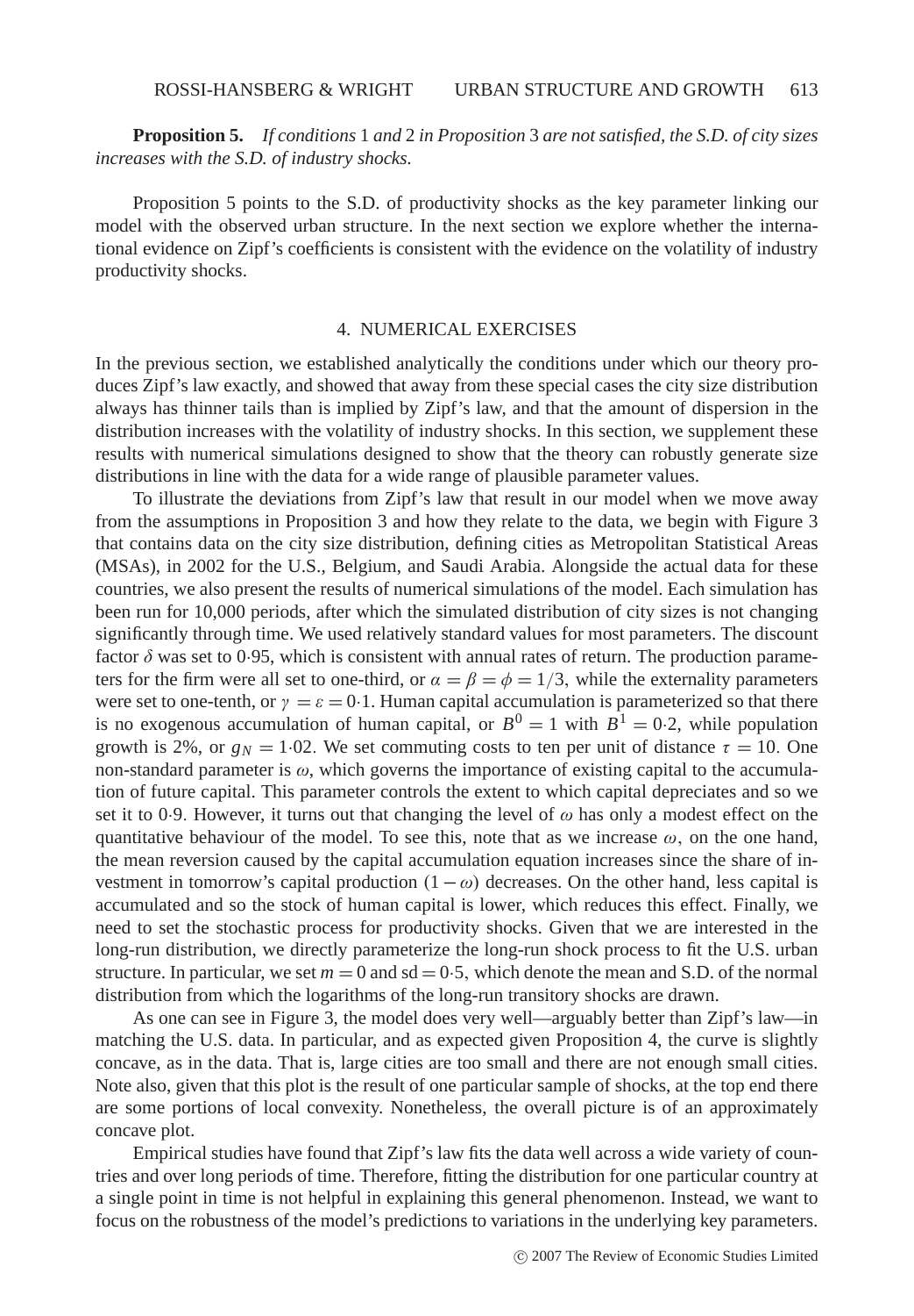**Proposition 5.** *If conditions* 1 *and* 2 *in Proposition* 3 *are not satisfied, the S.D. of city sizes increases with the S.D. of industry shocks.*

Proposition 5 points to the S.D. of productivity shocks as the key parameter linking our model with the observed urban structure. In the next section we explore whether the international evidence on Zipf's coefficients is consistent with the evidence on the volatility of industry productivity shocks.

## 4. NUMERICAL EXERCISES

In the previous section, we established analytically the conditions under which our theory produces Zipf's law exactly, and showed that away from these special cases the city size distribution always has thinner tails than is implied by Zipf's law, and that the amount of dispersion in the distribution increases with the volatility of industry shocks. In this section, we supplement these results with numerical simulations designed to show that the theory can robustly generate size distributions in line with the data for a wide range of plausible parameter values.

To illustrate the deviations from Zipf's law that result in our model when we move away from the assumptions in Proposition 3 and how they relate to the data, we begin with Figure 3 that contains data on the city size distribution, defining cities as Metropolitan Statistical Areas (MSAs), in 2002 for the U.S., Belgium, and Saudi Arabia. Alongside the actual data for these countries, we also present the results of numerical simulations of the model. Each simulation has been run for 10,000 periods, after which the simulated distribution of city sizes is not changing significantly through time. We used relatively standard values for most parameters. The discount factor $\delta$ was set to 0·95, which is consistent with annual rates of return. The production parameters for the firm were all set to one-third, or $\alpha = \beta = \phi = 1/3$, while the externality parameters were set to one-tenth, or $\gamma = \varepsilon = 0{\cdot}1$. Human capital accumulation is parameterized so that there is no exogenous accumulation of human capital, or $B^0 = 1$ with $B^1 = 0{\cdot}2$, while population growth is 2%, or $g_N = 1{\cdot}02$. We set commuting costs to ten per unit of distance $\tau = 10$. One non-standard parameter is $\omega$, which governs the importance of existing capital to the accumulation of future capital. This parameter controls the extent to which capital depreciates and so we set it to 0·9. However, it turns out that changing the level of $\omega$ has only a modest effect on the quantitative behaviour of the model. To see this, note that as we increase $\omega$, on the one hand, the mean reversion caused by the capital accumulation equation increases since the share of investment in tomorrow's capital production $(1 - \omega)$ decreases. On the other hand, less capital is accumulated and so the stock of human capital is lower, which reduces this effect. Finally, we need to set the stochastic process for productivity shocks. Given that we are interested in the long-run distribution, we directly parameterize the long-run shock process to fit the U.S. urban structure. In particular, we set $m = 0$ and $\text{sd} = 0{\cdot}5$, which denote the mean and S.D. of the normal distribution from which the logarithms of the long-run transitory shocks are drawn.

As one can see in Figure 3, the model does very well—arguably better than Zipf's law—in matching the U.S. data. In particular, and as expected given Proposition 4, the curve is slightly concave, as in the data. That is, large cities are too small and there are not enough small cities. Note also, given that this plot is the result of one particular sample of shocks, at the top end there are some portions of local convexity. Nonetheless, the overall picture is of an approximately concave plot.

Empirical studies have found that Zipf's law fits the data well across a wide variety of countries and over long periods of time. Therefore, fitting the distribution for one particular country at a single point in time is not helpful in explaining this general phenomenon. Instead, we want to focus on the robustness of the model's predictions to variations in the underlying key parameters.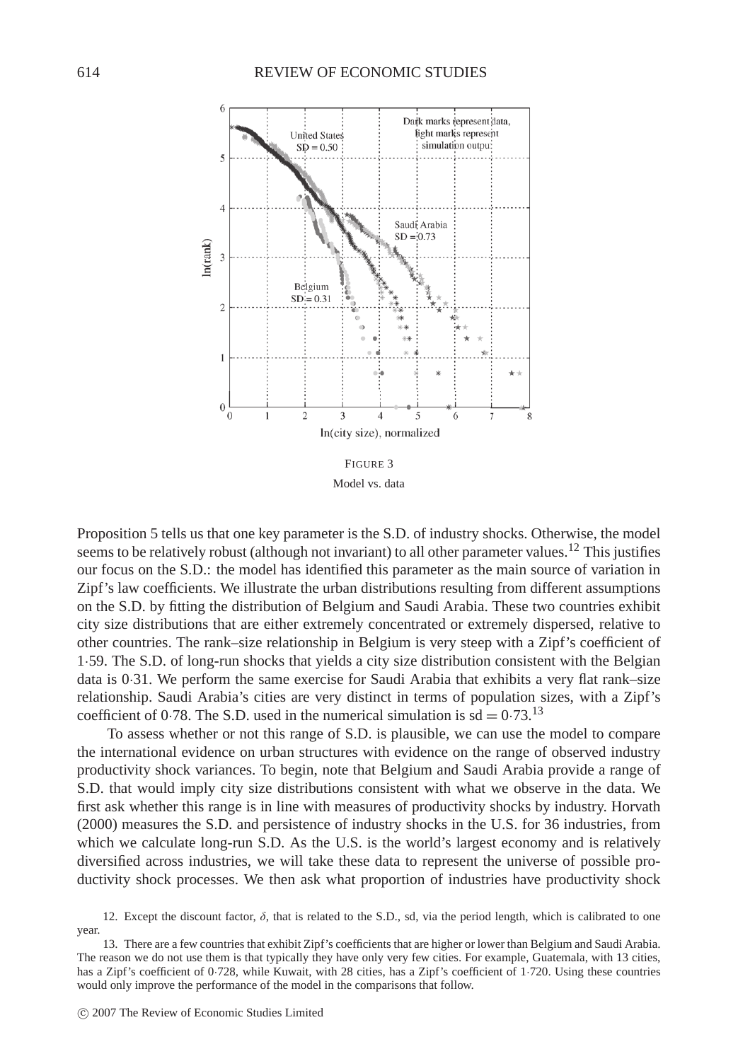FIGURE 3

Model vs. data

Proposition 5 tells us that one key parameter is the S.D. of industry shocks. Otherwise, the model seems to be relatively robust (although not invariant) to all other parameter values.[12] This justifies our focus on the S.D.: the model has identified this parameter as the main source of variation in Zipf's law coefficients. We illustrate the urban distributions resulting from different assumptions on the S.D. by fitting the distribution of Belgium and Saudi Arabia. These two countries exhibit city size distributions that are either extremely concentrated or extremely dispersed, relative to other countries. The rank–size relationship in Belgium is very steep with a Zipf's coefficient of 1·59. The S.D. of long-run shocks that yields a city size distribution consistent with the Belgian data is 0·31. We perform the same exercise for Saudi Arabia that exhibits a very flat rank–size relationship. Saudi Arabia's cities are very distinct in terms of population sizes, with a Zipf's coefficient of 0·78. The S.D. used in the numerical simulation is $\text{sd} = 0.73$.[13]

To assess whether or not this range of S.D. is plausible, we can use the model to compare the international evidence on urban structures with evidence on the range of observed industry productivity shock variances. To begin, note that Belgium and Saudi Arabia provide a range of S.D. that would imply city size distributions consistent with what we observe in the data. We first ask whether this range is in line with measures of productivity shocks by industry. Horvath (2000) measures the S.D. and persistence of industry shocks in the U.S. for 36 industries, from which we calculate long-run S.D. As the U.S. is the world's largest economy and is relatively diversified across industries, we will take these data to represent the universe of possible productivity shock processes. We then ask what proportion of industries have productivity shock

12. Except the discount factor, $\delta$, that is related to the S.D., sd, via the period length, which is calibrated to one year.

13. There are a few countries that exhibit Zipf's coefficients that are higher or lower than Belgium and Saudi Arabia. The reason we do not use them is that typically they have only very few cities. For example, Guatemala, with 13 cities, has a Zipf's coefficient of 0·728, while Kuwait, with 28 cities, has a Zipf's coefficient of 1·720. Using these countries would only improve the performance of the model in the comparisons that follow.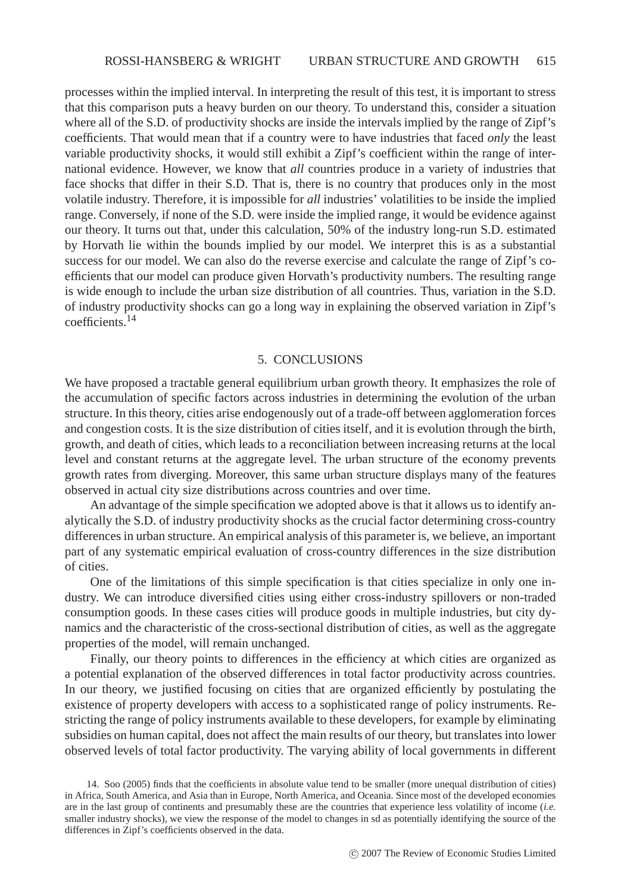processes within the implied interval. In interpreting the result of this test, it is important to stress that this comparison puts a heavy burden on our theory. To understand this, consider a situation where all of the S.D. of productivity shocks are inside the intervals implied by the range of Zipf's coefficients. That would mean that if a country were to have industries that faced *only* the least variable productivity shocks, it would still exhibit a Zipf's coefficient within the range of international evidence. However, we know that *all* countries produce in a variety of industries that face shocks that differ in their S.D. That is, there is no country that produces only in the most volatile industry. Therefore, it is impossible for *all* industries' volatilities to be inside the implied range. Conversely, if none of the S.D. were inside the implied range, it would be evidence against our theory. It turns out that, under this calculation, 50% of the industry long-run S.D. estimated by Horvath lie within the bounds implied by our model. We interpret this is as a substantial success for our model. We can also do the reverse exercise and calculate the range of Zipf's coefficients that our model can produce given Horvath's productivity numbers. The resulting range is wide enough to include the urban size distribution of all countries. Thus, variation in the S.D. of industry productivity shocks can go a long way in explaining the observed variation in Zipf's coefficients.[14]

## 5. CONCLUSIONS

We have proposed a tractable general equilibrium urban growth theory. It emphasizes the role of the accumulation of specific factors across industries in determining the evolution of the urban structure. In this theory, cities arise endogenously out of a trade-off between agglomeration forces and congestion costs. It is the size distribution of cities itself, and it is evolution through the birth, growth, and death of cities, which leads to a reconciliation between increasing returns at the local level and constant returns at the aggregate level. The urban structure of the economy prevents growth rates from diverging. Moreover, this same urban structure displays many of the features observed in actual city size distributions across countries and over time.

An advantage of the simple specification we adopted above is that it allows us to identify analytically the S.D. of industry productivity shocks as the crucial factor determining cross-country differences in urban structure. An empirical analysis of this parameter is, we believe, an important part of any systematic empirical evaluation of cross-country differences in the size distribution of cities.

One of the limitations of this simple specification is that cities specialize in only one industry. We can introduce diversified cities using either cross-industry spillovers or non-traded consumption goods. In these cases cities will produce goods in multiple industries, but city dynamics and the characteristic of the cross-sectional distribution of cities, as well as the aggregate properties of the model, will remain unchanged.

Finally, our theory points to differences in the efficiency at which cities are organized as a potential explanation of the observed differences in total factor productivity across countries. In our theory, we justified focusing on cities that are organized efficiently by postulating the existence of property developers with access to a sophisticated range of policy instruments. Restricting the range of policy instruments available to these developers, for example by eliminating subsidies on human capital, does not affect the main results of our theory, but translates into lower observed levels of total factor productivity. The varying ability of local governments in different

14. Soo (2005) finds that the coefficients in absolute value tend to be smaller (more unequal distribution of cities) in Africa, South America, and Asia than in Europe, North America, and Oceania. Since most of the developed economies are in the last group of continents and presumably these are the countries that experience less volatility of income (*i.e.* smaller industry shocks), we view the response of the model to changes in sd as potentially identifying the source of the differences in Zipf's coefficients observed in the data.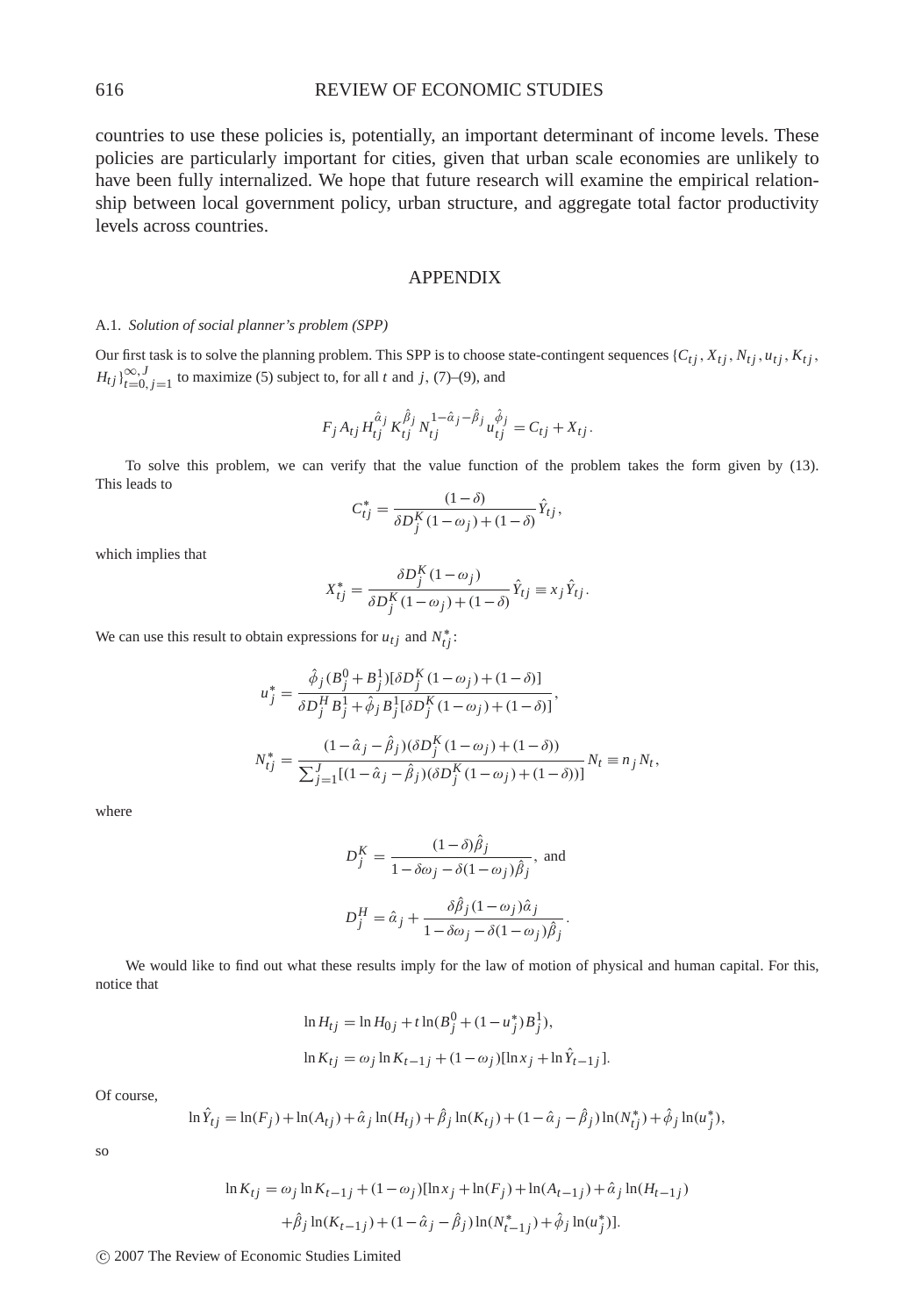countries to use these policies is, potentially, an important determinant of income levels. These policies are particularly important for cities, given that urban scale economies are unlikely to have been fully internalized. We hope that future research will examine the empirical relationship between local government policy, urban structure, and aggregate total factor productivity levels across countries.

## APPENDIX

### A.1. *Solution of social planner's problem (SPP)*

Our first task is to solve the planning problem. This SPP is to choose state-contingent sequences $\{C_{tj}, X_{tj}, N_{tj}, u_{tj}, K_{tj}, H_{tj}\}_{t=0,\,j=1}^{\infty,\,J}$ to maximize (5) subject to, for all $t$ and $j$, (7)–(9), and

$$F_j A_{tj} H_{tj}^{\hat{\alpha}_j} K_{tj}^{\hat{\beta}_j} N_{tj}^{1-\hat{\alpha}_j-\hat{\beta}_j} u_{tj}^{\hat{\phi}_j} = C_{tj} + X_{tj}.$$

To solve this problem, we can verify that the value function of the problem takes the form given by (13). This leads to

$$C_{tj}^* = \frac{(1-\delta)}{\delta D_j^K(1-\omega_j)+(1-\delta)}\hat{Y}_{tj},$$

which implies that

$$X_{tj}^* = \frac{\delta D_j^K(1-\omega_j)}{\delta D_j^K(1-\omega_j)+(1-\delta)}\hat{Y}_{tj} \equiv x_j \hat{Y}_{tj}.$$

We can use this result to obtain expressions for $u_{tj}$ and $N_{tj}^*$:

$$u_j^* = \frac{\hat{\phi}_j(B_j^0+B_j^1)[\delta D_j^K(1-\omega_j)+(1-\delta)]}{\delta D_j^H B_j^1 + \hat{\phi}_j B_j^1[\delta D_j^K(1-\omega_j)+(1-\delta)]},$$

$$N_{tj}^* = \frac{(1-\hat{\alpha}_j-\hat{\beta}_j)(\delta D_j^K(1-\omega_j)+(1-\delta))}{\sum_{j=1}^J[(1-\hat{\alpha}_j-\hat{\beta}_j)(\delta D_j^K(1-\omega_j)+(1-\delta))]}N_t \equiv n_j N_t,$$

where

$$D_j^K = \frac{(1-\delta)\hat{\beta}_j}{1-\delta\omega_j-\delta(1-\omega_j)\hat{\beta}_j}, \text{ and}$$

$$D_j^H = \hat{\alpha}_j + \frac{\delta\hat{\beta}_j(1-\omega_j)\hat{\alpha}_j}{1-\delta\omega_j-\delta(1-\omega_j)\hat{\beta}_j}.$$

We would like to find out what these results imply for the law of motion of physical and human capital. For this, notice that

$$\ln H_{tj} = \ln H_{0j} + t\ln(B_j^0 + (1-u_j^*)B_j^1),$$

$$\ln K_{tj} = \omega_j \ln K_{t-1j} + (1-\omega_j)[\ln x_j + \ln \hat{Y}_{t-1j}].$$

Of course,

$$\ln \hat{Y}_{tj} = \ln(F_j) + \ln(A_{tj}) + \hat{\alpha}_j \ln(H_{tj}) + \hat{\beta}_j \ln(K_{tj}) + (1-\hat{\alpha}_j-\hat{\beta}_j)\ln(N_{tj}^*) + \hat{\phi}_j \ln(u_j^*),$$

so

$$\ln K_{tj} = \omega_j \ln K_{t-1j} + (1-\omega_j)[\ln x_j + \ln(F_j) + \ln(A_{t-1j}) + \hat{\alpha}_j \ln(H_{t-1j})$$
$$+ \hat{\beta}_j \ln(K_{t-1j}) + (1-\hat{\alpha}_j-\hat{\beta}_j)\ln(N_{t-1j}^*) + \hat{\phi}_j \ln(u_j^*)].$$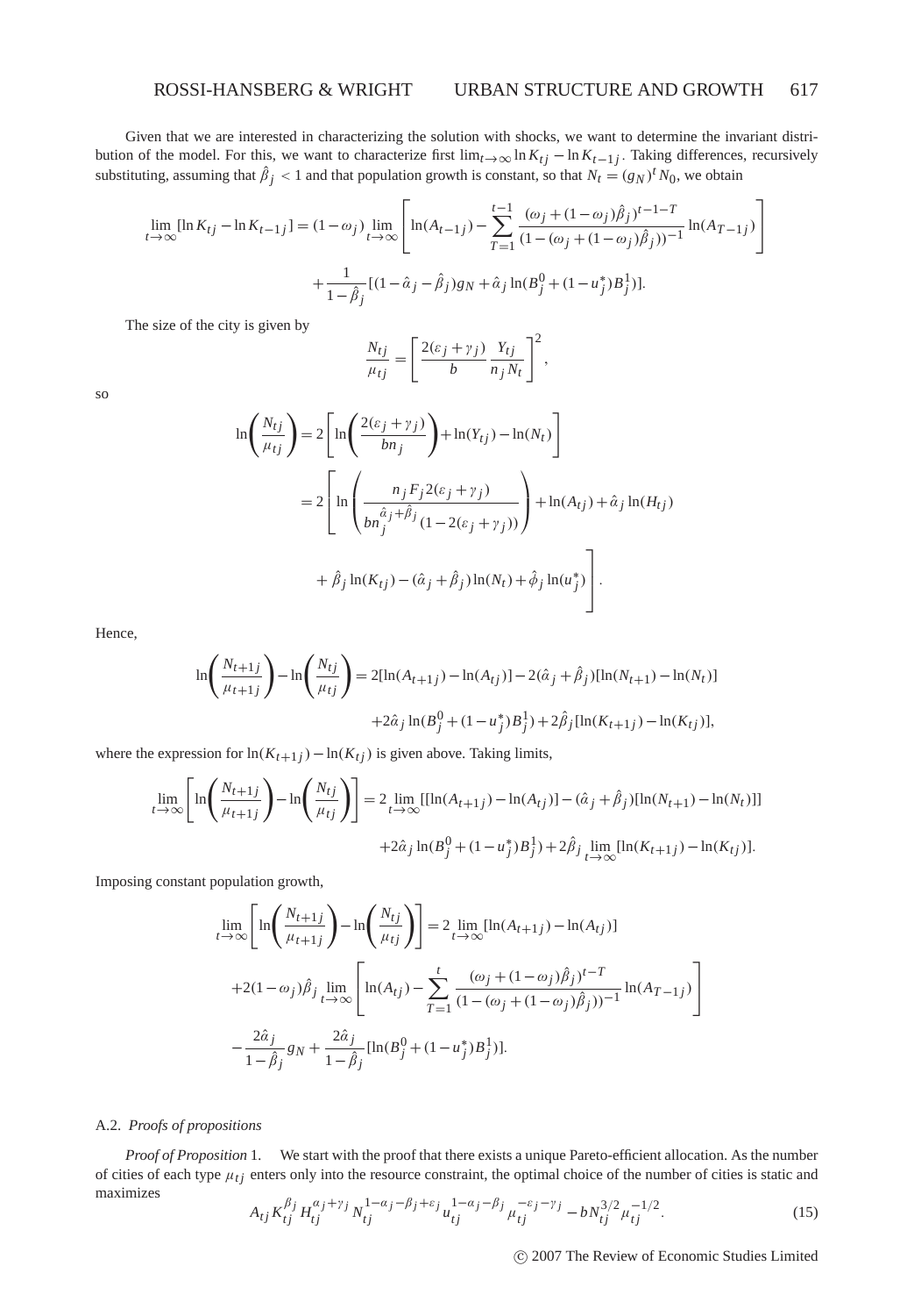Given that we are interested in characterizing the solution with shocks, we want to determine the invariant distribution of the model. For this, we want to characterize first $\lim_{t\to\infty} \ln K_{tj} - \ln K_{t-1j}$. Taking differences, recursively substituting, assuming that $\hat{\beta}_j < 1$ and that population growth is constant, so that $N_t = (g_N)^t N_0$, we obtain

$$\lim_{t\to\infty}[\ln K_{tj} - \ln K_{t-1j}] = (1-\omega_j)\lim_{t\to\infty}\left[\ln(A_{t-1j}) - \sum_{T=1}^{t-1}\frac{(\omega_j + (1-\omega_j)\hat{\beta}_j)^{t-1-T}}{(1-(\omega_j+(1-\omega_j)\hat{\beta}_j))^{-1}}\ln(A_{T-1j})\right]$$
$$+\frac{1}{1-\hat{\beta}_j}[(1-\hat{\alpha}_j-\hat{\beta}_j)g_N + \hat{\alpha}_j\ln(B_j^0 + (1-u_j^*)B_j^1)].$$

The size of the city is given by

$$\frac{N_{tj}}{\mu_{tj}} = \left[\frac{2(\varepsilon_j+\gamma_j)}{b}\frac{Y_{tj}}{n_j N_t}\right]^2,$$

so

$$\ln\left(\frac{N_{tj}}{\mu_{tj}}\right) = 2\left[\ln\left(\frac{2(\varepsilon_j+\gamma_j)}{bn_j}\right) + \ln(Y_{tj}) - \ln(N_t)\right]$$
$$= 2\left[\ln\left(\frac{n_j F_j 2(\varepsilon_j+\gamma_j)}{bn_j^{\hat{\alpha}_j+\hat{\beta}_j}(1-2(\varepsilon_j+\gamma_j))}\right) + \ln(A_{tj}) + \hat{\alpha}_j\ln(H_{tj})\right.$$
$$\left. + \hat{\beta}_j\ln(K_{tj}) - (\hat{\alpha}_j+\hat{\beta}_j)\ln(N_t) + \hat{\phi}_j\ln(u_j^*)\right].$$

Hence,

$$\ln\left(\frac{N_{t+1j}}{\mu_{t+1j}}\right) - \ln\left(\frac{N_{tj}}{\mu_{tj}}\right) = 2[\ln(A_{t+1j}) - \ln(A_{tj})] - 2(\hat{\alpha}_j+\hat{\beta}_j)[\ln(N_{t+1}) - \ln(N_t)]$$
$$+2\hat{\alpha}_j\ln(B_j^0 + (1-u_j^*)B_j^1) + 2\hat{\beta}_j[\ln(K_{t+1j}) - \ln(K_{tj})],$$

where the expression for $\ln(K_{t+1j}) - \ln(K_{tj})$ is given above. Taking limits,

$$\lim_{t\to\infty}\left[\ln\left(\frac{N_{t+1j}}{\mu_{t+1j}}\right) - \ln\left(\frac{N_{tj}}{\mu_{tj}}\right)\right] = 2\lim_{t\to\infty}[[\ln(A_{t+1j}) - \ln(A_{tj})] - (\hat{\alpha}_j+\hat{\beta}_j)[\ln(N_{t+1}) - \ln(N_t)]]$$
$$+2\hat{\alpha}_j\ln(B_j^0 + (1-u_j^*)B_j^1) + 2\hat{\beta}_j\lim_{t\to\infty}[\ln(K_{t+1j}) - \ln(K_{tj})].$$

Imposing constant population growth,

$$\lim_{t\to\infty}\left[\ln\left(\frac{N_{t+1j}}{\mu_{t+1j}}\right) - \ln\left(\frac{N_{tj}}{\mu_{tj}}\right)\right] = 2\lim_{t\to\infty}[\ln(A_{t+1j}) - \ln(A_{tj})]$$
$$+2(1-\omega_j)\hat{\beta}_j\lim_{t\to\infty}\left[\ln(A_{tj}) - \sum_{T=1}^{t}\frac{(\omega_j+(1-\omega_j)\hat{\beta}_j)^{t-T}}{(1-(\omega_j+(1-\omega_j)\hat{\beta}_j))^{-1}}\ln(A_{T-1j})\right]$$
$$-\frac{2\hat{\alpha}_j}{1-\hat{\beta}_j}g_N + \frac{2\hat{\alpha}_j}{1-\hat{\beta}_j}[\ln(B_j^0 + (1-u_j^*)B_j^1)].$$

### A.2. *Proofs of propositions*

*Proof of Proposition* 1. We start with the proof that there exists a unique Pareto-efficient allocation. As the number of cities of each type $\mu_{tj}$ enters only into the resource constraint, the optimal choice of the number of cities is static and maximizes

$$A_{tj}K_{tj}^{\beta_j}H_{tj}^{\alpha_j+\gamma_j}N_{tj}^{1-\alpha_j-\beta_j+\varepsilon_j}u_{tj}^{1-\alpha_j-\beta_j}\mu_{tj}^{-\varepsilon_j-\gamma_j} - bN_{tj}^{3/2}\mu_{tj}^{-1/2}. \tag{15}$$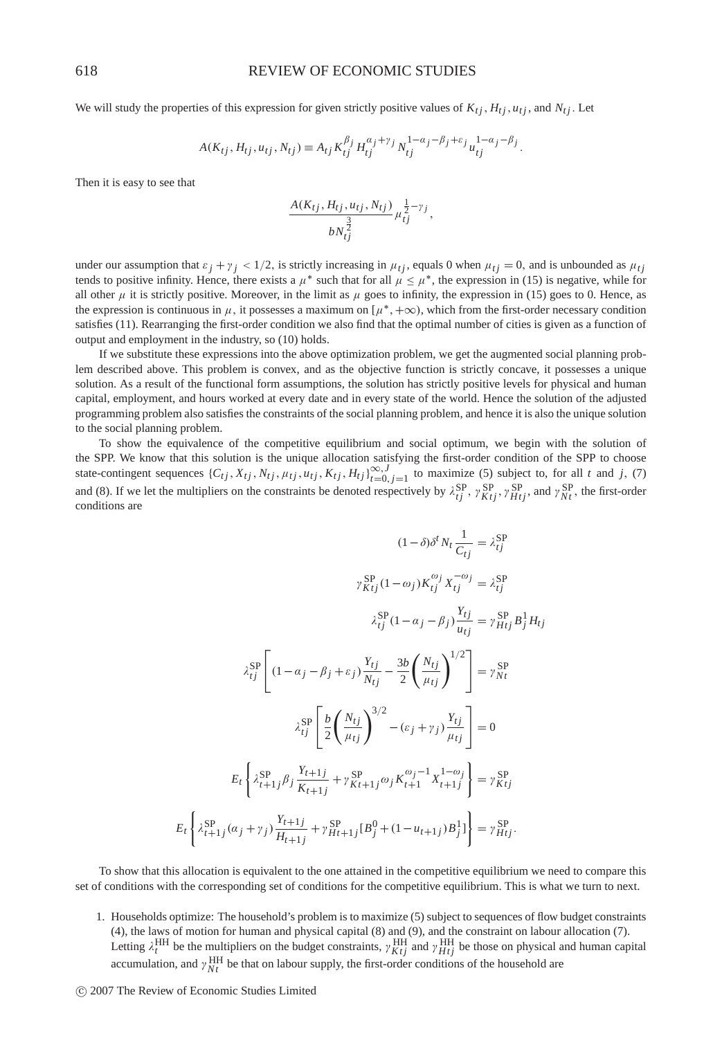We will study the properties of this expression for given strictly positive values of $K_{tj}$, $H_{tj}$, $u_{tj}$, and $N_{tj}$. Let

$$A(K_{tj}, H_{tj}, u_{tj}, N_{tj}) \equiv A_{tj} K_{tj}^{\beta_j} H_{tj}^{\alpha_j+\gamma_j} N_{tj}^{1-\alpha_j-\beta_j+\varepsilon_j} u_{tj}^{1-\alpha_j-\beta_j}.$$

Then it is easy to see that

$$\frac{A(K_{tj}, H_{tj}, u_{tj}, N_{tj})}{bN_{tj}^{\frac{3}{2}}} \mu_{tj}^{\frac{1}{2}-\gamma_j},$$

under our assumption that $\varepsilon_j + \gamma_j < 1/2$, is strictly increasing in $\mu_{tj}$, equals 0 when $\mu_{tj} = 0$, and is unbounded as $\mu_{tj}$ tends to positive infinity. Hence, there exists a $\mu^*$ such that for all $\mu \leq \mu^*$, the expression in (15) is negative, while for all other $\mu$ it is strictly positive. Moreover, in the limit as $\mu$ goes to infinity, the expression in (15) goes to 0. Hence, as the expression is continuous in $\mu$, it possesses a maximum on $[\mu^*, +\infty)$, which from the first-order necessary condition satisfies (11). Rearranging the first-order condition we also find that the optimal number of cities is given as a function of output and employment in the industry, so (10) holds.

If we substitute these expressions into the above optimization problem, we get the augmented social planning problem described above. This problem is convex, and as the objective function is strictly concave, it possesses a unique solution. As a result of the functional form assumptions, the solution has strictly positive levels for physical and human capital, employment, and hours worked at every date and in every state of the world. Hence the solution of the adjusted programming problem also satisfies the constraints of the social planning problem, and hence it is also the unique solution to the social planning problem.

To show the equivalence of the competitive equilibrium and social optimum, we begin with the solution of the SPP. We know that this solution is the unique allocation satisfying the first-order condition of the SPP to choose state-contingent sequences $\{C_{tj}, X_{tj}, N_{tj}, \mu_{tj}, u_{tj}, K_{tj}, H_{tj}\}_{t=0, j=1}^{\infty, J}$ to maximize (5) subject to, for all $t$ and $j$, (7) and (8). If we let the multipliers on the constraints be denoted respectively by $\lambda_{tj}^{\text{SP}}$, $\gamma_{Ktj}^{\text{SP}}$, $\gamma_{Htj}^{\text{SP}}$, and $\gamma_{Nt}^{\text{SP}}$, the first-order conditions are

$$(1-\delta)\delta^t N_t \frac{1}{C_{tj}} = \lambda_{tj}^{\text{SP}}$$

$$\gamma_{Ktj}^{\text{SP}} (1-\omega_j) K_{tj}^{\omega_j} X_{tj}^{-\omega_j} = \lambda_{tj}^{\text{SP}}$$

$$\lambda_{tj}^{\text{SP}} (1-\alpha_j-\beta_j) \frac{Y_{tj}}{u_{tj}} = \gamma_{Htj}^{\text{SP}} B_j^1 H_{tj}$$

$$\lambda_{tj}^{\text{SP}} \left[ (1-\alpha_j-\beta_j+\varepsilon_j) \frac{Y_{tj}}{N_{tj}} - \frac{3b}{2} \left( \frac{N_{tj}}{\mu_{tj}} \right)^{1/2} \right] = \gamma_{Nt}^{\text{SP}}$$

$$\lambda_{tj}^{\text{SP}} \left[ \frac{b}{2} \left( \frac{N_{tj}}{\mu_{tj}} \right)^{3/2} - (\varepsilon_j + \gamma_j) \frac{Y_{tj}}{\mu_{tj}} \right] = 0$$

$$E_t \left\{ \lambda_{t+1j}^{\text{SP}} \beta_j \frac{Y_{t+1j}}{K_{t+1j}} + \gamma_{Kt+1j}^{\text{SP}} \omega_j K_{t+1}^{\omega_j - 1} X_{t+1j}^{1-\omega_j} \right\} = \gamma_{Ktj}^{\text{SP}}$$

$$E_t \left\{ \lambda_{t+1j}^{\text{SP}} (\alpha_j + \gamma_j) \frac{Y_{t+1j}}{H_{t+1j}} + \gamma_{Ht+1j}^{\text{SP}} [B_j^0 + (1-u_{t+1j}) B_j^1] \right\} = \gamma_{Htj}^{\text{SP}}.$$

To show that this allocation is equivalent to the one attained in the competitive equilibrium we need to compare this set of conditions with the corresponding set of conditions for the competitive equilibrium. This is what we turn to next.

1. Households optimize: The household's problem is to maximize (5) subject to sequences of flow budget constraints (4), the laws of motion for human and physical capital (8) and (9), and the constraint on labour allocation (7). Letting $\lambda_t^{\text{HH}}$ be the multipliers on the budget constraints, $\gamma_{Ktj}^{\text{HH}}$ and $\gamma_{Htj}^{\text{HH}}$ be those on physical and human capital accumulation, and $\gamma_{Nt}^{\text{HH}}$ be that on labour supply, the first-order conditions of the household are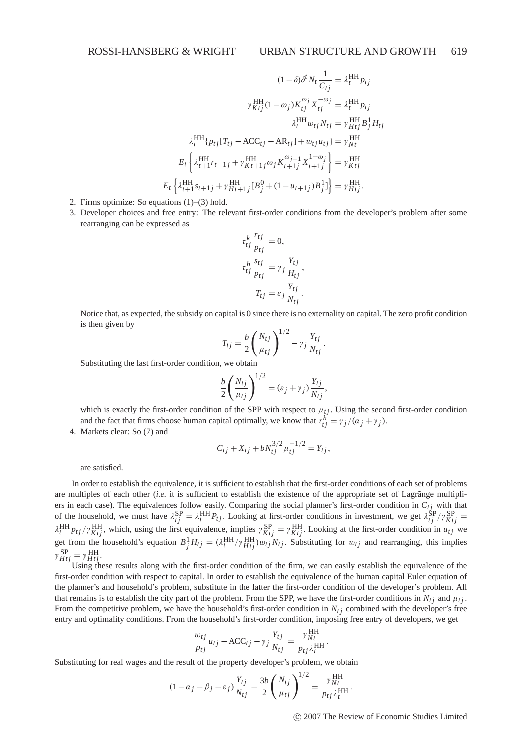$$(1-\delta)\delta^t N_t \frac{1}{C_{tj}} = \lambda_t^{\text{HH}} p_{tj}$$

$$\gamma_{Ktj}^{\text{HH}}(1-\omega_j) K_{tj}^{\omega_j} X_{tj}^{-\omega_j} = \lambda_t^{\text{HH}} p_{tj}$$

$$\lambda_t^{\text{HH}} w_{tj} N_{tj} = \gamma_{Htj}^{\text{HH}} B_j^1 H_{tj}$$

$$\lambda_t^{\text{HH}}\{p_{tj}[T_{tj} - \text{ACC}_{tj} - \text{AR}_{tj}] + w_{tj} u_{tj}\} = \gamma_{Nt}^{\text{HH}}$$

$$E_t\left\{\lambda_{t+1}^{\text{HH}} r_{t+1j} + \gamma_{Kt+1j}^{\text{HH}} \omega_j K_{t+1j}^{\omega_j - 1} X_{t+1j}^{1-\omega_j}\right\} = \gamma_{Ktj}^{\text{HH}}$$

$$E_t\left\{\lambda_{t+1}^{\text{HH}} s_{t+1j} + \gamma_{Ht+1j}^{\text{HH}}[B_j^0 + (1-u_{t+1j})B_j^1]\right\} = \gamma_{Htj}^{\text{HH}}.$$

2. Firms optimize: So equations (1)–(3) hold.
3. Developer choices and free entry: The relevant first-order conditions from the developer's problem after some rearranging can be expressed as

$$\tau_{tj}^k \frac{r_{tj}}{p_{tj}} = 0,$$

$$\tau_{tj}^h \frac{s_{tj}}{p_{tj}} = \gamma_j \frac{Y_{tj}}{H_{tj}},$$

$$T_{tj} = \varepsilon_j \frac{Y_{tj}}{N_{tj}}.$$

Notice that, as expected, the subsidy on capital is 0 since there is no externality on capital. The zero profit condition is then given by

$$T_{tj} = \frac{b}{2}\left(\frac{N_{tj}}{\mu_{tj}}\right)^{1/2} - \gamma_j \frac{Y_{tj}}{N_{tj}}.$$

Substituting the last first-order condition, we obtain

$$\frac{b}{2}\left(\frac{N_{tj}}{\mu_{tj}}\right)^{1/2} = (\varepsilon_j + \gamma_j)\frac{Y_{tj}}{N_{tj}},$$

which is exactly the first-order condition of the SPP with respect to $\mu_{tj}$. Using the second first-order condition and the fact that firms choose human capital optimally, we know that $\tau_{tj}^h = \gamma_j/(\alpha_j + \gamma_j)$.
4. Markets clear: So (7) and

$$C_{tj} + X_{tj} + bN_{tj}^{3/2}\mu_{tj}^{-1/2} = Y_{tj},$$

are satisfied.

In order to establish the equivalence, it is sufficient to establish that the first-order conditions of each set of problems are multiples of each other (*i.e.* it is sufficient to establish the existence of the appropriate set of Lagrãnge multipliers in each case). The equivalences follow easily. Comparing the social planner's first-order condition in $C_{tj}$ with that of the household, we must have $\lambda_{tj}^{\text{SP}} = \lambda_t^{\text{HH}} P_{tj}$. Looking at first-order conditions in investment, we get $\lambda_{tj}^{\text{SP}}/\gamma_{Ktj}^{\text{SP}} = \lambda_t^{\text{HH}} p_{tj}/\gamma_{Ktj}^{\text{HH}}$, which, using the first equivalence, implies $\gamma_{Ktj}^{\text{SP}} = \gamma_{Ktj}^{\text{HH}}$. Looking at the first-order condition in $u_{tj}$ we get from the household's equation $B_j^1 H_{tj} = (\lambda_t^{\text{HH}}/\gamma_{Htj}^{\text{HH}}) w_{tj} N_{tj}$. Substituting for $w_{tj}$ and rearranging, this implies $\gamma_{Htj}^{\text{SP}} = \gamma_{Htj}^{\text{HH}}$.

Using these results along with the first-order condition of the firm, we can easily establish the equivalence of the first-order condition with respect to capital. In order to establish the equivalence of the human capital Euler equation of the planner's and household's problem, substitute in the latter the first-order condition of the developer's problem. All that remains is to establish the city part of the problem. From the SPP, we have the first-order conditions in $N_{tj}$ and $\mu_{tj}$. From the competitive problem, we have the household's first-order condition in $N_{tj}$ combined with the developer's free entry and optimality conditions. From the household's first-order condition, imposing free entry of developers, we get

$$\frac{w_{tj}}{p_{tj}} u_{tj} - \text{ACC}_{tj} - \gamma_j \frac{Y_{tj}}{N_{tj}} = \frac{\gamma_{Nt}^{\text{HH}}}{p_{tj}\lambda_t^{\text{HH}}}.$$

Substituting for real wages and the result of the property developer's problem, we obtain

$$(1-\alpha_j - \beta_j - \varepsilon_j)\frac{Y_{tj}}{N_{tj}} - \frac{3b}{2}\left(\frac{N_{tj}}{\mu_{tj}}\right)^{1/2} = \frac{\gamma_{Nt}^{\text{HH}}}{p_{tj}\lambda_t^{\text{HH}}}.$$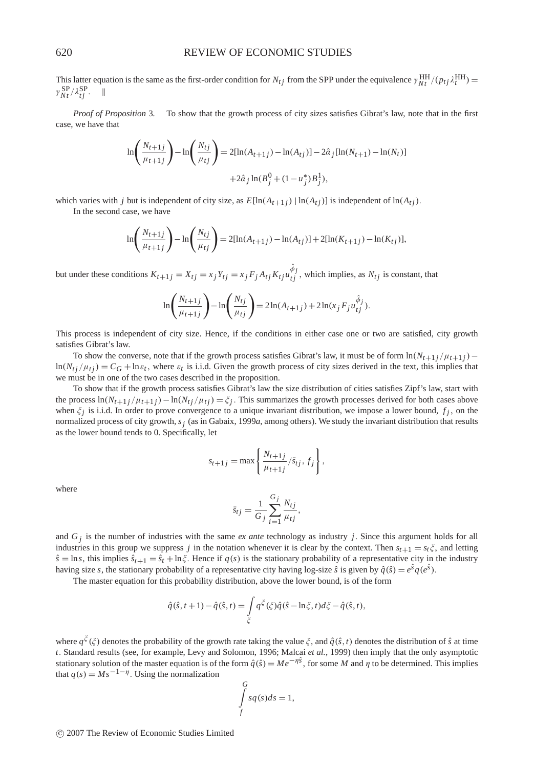This latter equation is the same as the first-order condition for $N_{tj}$ from the SPP under the equivalence $\gamma_{Nt}^{\text{HH}}/(p_{tj}\lambda_t^{\text{HH}}) = \gamma_{Nt}^{\text{SP}}/\lambda_{tj}^{\text{SP}}$. ‖

*Proof of Proposition* 3. To show that the growth process of city sizes satisfies Gibrat's law, note that in the first case, we have that

$$\ln\left(\frac{N_{t+1j}}{\mu_{t+1j}}\right) - \ln\left(\frac{N_{tj}}{\mu_{tj}}\right) = 2[\ln(A_{t+1j}) - \ln(A_{tj})] - 2\hat{\alpha}_j[\ln(N_{t+1}) - \ln(N_t)]$$
$$+ 2\hat{\alpha}_j \ln(B_j^0 + (1-u_j^*)B_j^1),$$

which varies with $j$ but is independent of city size, as $E[\ln(A_{t+1j}) \mid \ln(A_{tj})]$ is independent of $\ln(A_{tj})$.

In the second case, we have

$$\ln\left(\frac{N_{t+1j}}{\mu_{t+1j}}\right) - \ln\left(\frac{N_{tj}}{\mu_{tj}}\right) = 2[\ln(A_{t+1j}) - \ln(A_{tj})] + 2[\ln(K_{t+1j}) - \ln(K_{tj})],$$

but under these conditions $K_{t+1j} = X_{tj} = x_j Y_{tj} = x_j F_j A_{tj} K_{tj} u_{tj}^{\hat{\phi}_j}$, which implies, as $N_{tj}$ is constant, that

$$\ln\left(\frac{N_{t+1j}}{\mu_{t+1j}}\right) - \ln\left(\frac{N_{tj}}{\mu_{tj}}\right) = 2\ln(A_{t+1j}) + 2\ln(x_j F_j u_{tj}^{\hat{\phi}_j}).$$

This process is independent of city size. Hence, if the conditions in either case one or two are satisfied, city growth satisfies Gibrat's law.

To show the converse, note that if the growth process satisfies Gibrat's law, it must be of form $\ln(N_{t+1j}/\mu_{t+1j}) - \ln(N_{tj}/\mu_{tj}) = C_G + \ln\varepsilon_t$, where $\varepsilon_t$ is i.i.d. Given the growth process of city sizes derived in the text, this implies that we must be in one of the two cases described in the proposition.

To show that if the growth process satisfies Gibrat's law the size distribution of cities satisfies Zipf's law, start with the process $\ln(N_{t+1j}/\mu_{t+1j}) - \ln(N_{tj}/\mu_{tj}) = \xi_j$. This summarizes the growth processes derived for both cases above when $\xi_j$ is i.i.d. In order to prove convergence to a unique invariant distribution, we impose a lower bound, $f_j$, on the normalized process of city growth, $s_j$ (as in Gabaix, 1999*a*, among others). We study the invariant distribution that results as the lower bound tends to 0. Specifically, let

$$s_{t+1j} = \max\left\{\frac{N_{t+1j}}{\mu_{t+1j}}/\bar{s}_{tj},\, f_j\right\},$$

where

$$\bar{s}_{tj} = \frac{1}{G_j}\sum_{i=1}^{G_j}\frac{N_{tj}}{\mu_{tj}},$$

and $G_j$ is the number of industries with the same *ex ante* technology as industry $j$. Since this argument holds for all industries in this group we suppress $j$ in the notation whenever it is clear by the context. Then $s_{t+1} = s_t\xi$, and letting $\hat{s} = \ln s$, this implies $\hat{s}_{t+1} = \hat{s}_t + \ln\xi$. Hence if $q(s)$ is the stationary probability of a representative city in the industry having size $s$, the stationary probability of a representative city having log-size $\hat{s}$ is given by $\hat{q}(\hat{s}) = e^{\hat{s}}q(e^{\hat{s}})$.

The master equation for this probability distribution, above the lower bound, is of the form

$$\hat{q}(\hat{s}, t+1) - \hat{q}(\hat{s}, t) = \int_{\xi} q^{\xi}(\xi)\hat{q}(\hat{s} - \ln\xi, t)d\xi - \hat{q}(\hat{s}, t),$$

where $q^{\xi}(\xi)$ denotes the probability of the growth rate taking the value $\xi$, and $\hat{q}(\hat{s}, t)$ denotes the distribution of $\hat{s}$ at time $t$. Standard results (see, for example, Levy and Solomon, 1996; Malcai *et al.*, 1999) then imply that the only asymptotic stationary solution of the master equation is of the form $\hat{q}(\hat{s}) = Me^{-\eta\hat{s}}$, for some $M$ and $\eta$ to be determined. This implies that $q(s) = Ms^{-1-\eta}$. Using the normalization

$$\int_f^G sq(s)ds = 1,$$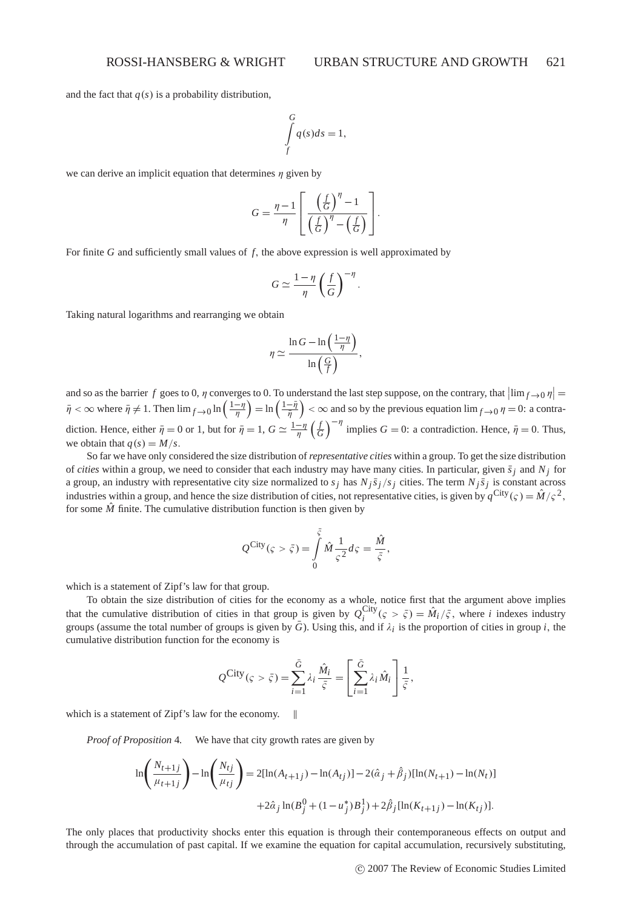and the fact that $q(s)$ is a probability distribution,

$$\int_{f}^{G} q(s)ds = 1,$$

we can derive an implicit equation that determines $\eta$ given by

$$G = \frac{\eta - 1}{\eta}\left[\frac{\left(\frac{f}{G}\right)^{\eta} - 1}{\left(\frac{f}{G}\right)^{\eta} - \left(\frac{f}{G}\right)}\right].$$

For finite $G$ and sufficiently small values of $f$, the above expression is well approximated by

$$G \simeq \frac{1-\eta}{\eta}\left(\frac{f}{G}\right)^{-\eta}.$$

Taking natural logarithms and rearranging we obtain

$$\eta \simeq \frac{\ln G - \ln\left(\frac{1-\eta}{\eta}\right)}{\ln\left(\frac{G}{f}\right)},$$

and so as the barrier $f$ goes to 0, $\eta$ converges to 0. To understand the last step suppose, on the contrary, that $\left|\lim_{f\to 0}\eta\right| = \bar{\eta} < \infty$ where $\bar{\eta} \neq 1$. Then $\lim_{f\to 0}\ln\left(\frac{1-\eta}{\eta}\right) = \ln\left(\frac{1-\bar{\eta}}{\bar{\eta}}\right) < \infty$ and so by the previous equation $\lim_{f\to 0}\eta = 0$: a contradiction. Hence, either $\bar{\eta} = 0$ or 1, but for $\bar{\eta} = 1$, $G \simeq \frac{1-\eta}{\eta}\left(\frac{f}{G}\right)^{-\eta}$ implies $G = 0$: a contradiction. Hence, $\bar{\eta} = 0$. Thus, we obtain that $q(s) = M/s$.

So far we have only considered the size distribution of *representative cities* within a group. To get the size distribution of *cities* within a group, we need to consider that each industry may have many cities. In particular, given $\bar{s}_j$ and $N_j$ for a group, an industry with representative city size normalized to $s_j$ has $N_j\bar{s}_j/s_j$ cities. The term $N_j\bar{s}_j$ is constant across industries within a group, and hence the size distribution of cities, not representative cities, is given by $q^{\text{City}}(\varsigma) = \hat{M}/\varsigma^2$, for some $\hat{M}$ finite. The cumulative distribution function is then given by

$$Q^{\text{City}}(\varsigma > \bar{\varsigma}) = \int_{0}^{\bar{\varsigma}} \hat{M}\frac{1}{\varsigma^2}d\varsigma = \frac{\hat{M}}{\bar{\varsigma}},$$

which is a statement of Zipf's law for that group.

To obtain the size distribution of cities for the economy as a whole, notice first that the argument above implies that the cumulative distribution of cities in that group is given by $Q_i^{\text{City}}(\varsigma > \bar{\varsigma}) = \hat{M}_i/\bar{\varsigma}$, where $i$ indexes industry groups (assume the total number of groups is given by $\bar{G}$). Using this, and if $\lambda_i$ is the proportion of cities in group $i$, the cumulative distribution function for the economy is

$$Q^{\text{City}}(\varsigma > \bar{\varsigma}) = \sum_{i=1}^{\bar{G}} \lambda_i \frac{\hat{M}_i}{\bar{\varsigma}} = \left[\sum_{i=1}^{\bar{G}} \lambda_i \hat{M}_i\right]\frac{1}{\bar{\varsigma}},$$

which is a statement of Zipf's law for the economy. ‖

*Proof of Proposition* 4. We have that city growth rates are given by

$$\ln\left(\frac{N_{t+1j}}{\mu_{t+1j}}\right) - \ln\left(\frac{N_{tj}}{\mu_{tj}}\right) = 2[\ln(A_{t+1j}) - \ln(A_{tj})] - 2(\hat{\alpha}_j + \hat{\beta}_j)[\ln(N_{t+1}) - \ln(N_t)]$$
$$+ 2\hat{\alpha}_j \ln(B_j^0 + (1-u_j^*)B_j^1) + 2\hat{\beta}_j[\ln(K_{t+1j}) - \ln(K_{tj})].$$

The only places that productivity shocks enter this equation is through their contemporaneous effects on output and through the accumulation of past capital. If we examine the equation for capital accumulation, recursively substituting,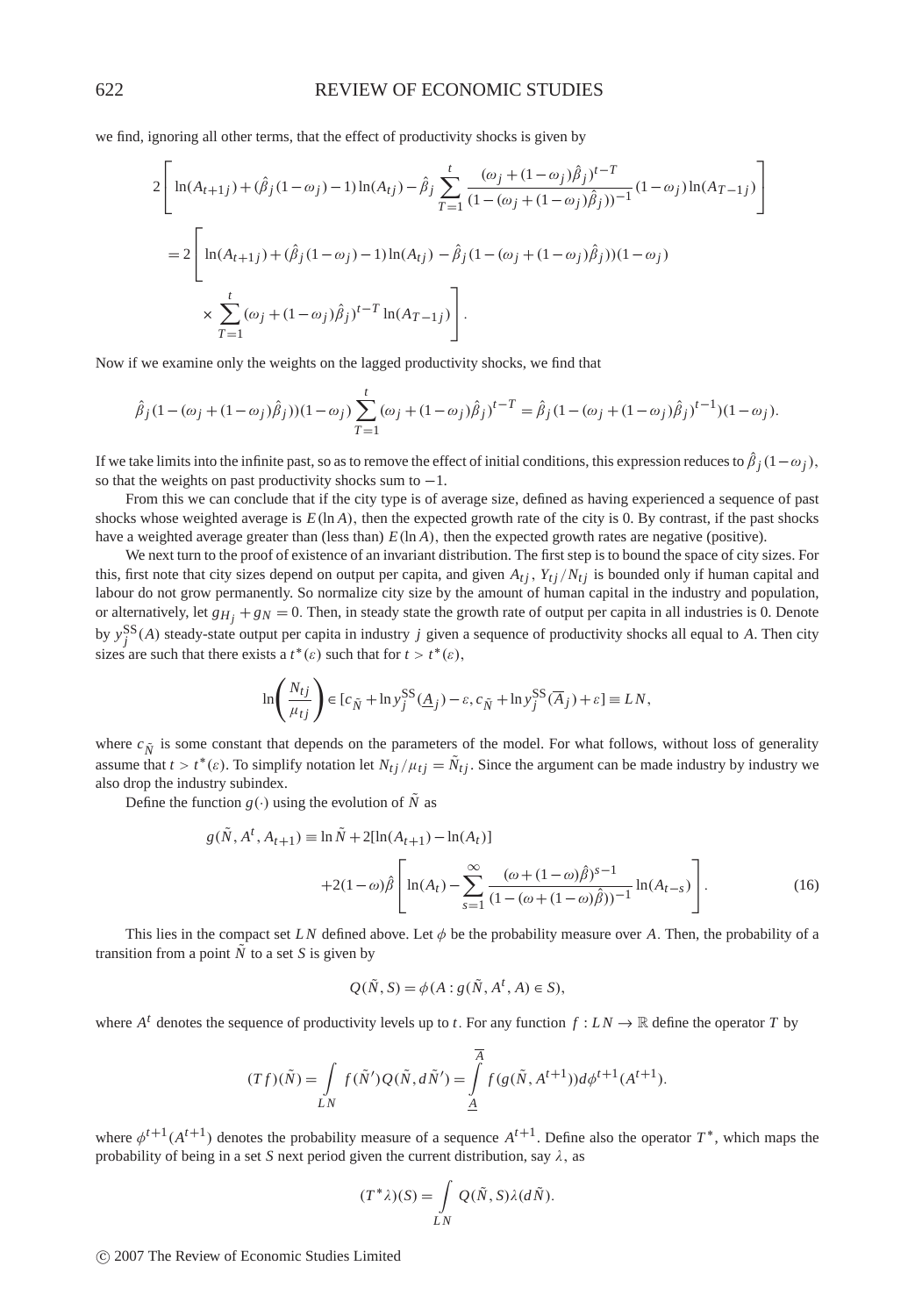we find, ignoring all other terms, that the effect of productivity shocks is given by

$$
\begin{aligned}
&2\left[\ln(A_{t+1j}) + (\hat{\beta}_j(1-\omega_j)-1)\ln(A_{tj}) - \hat{\beta}_j \sum_{T=1}^{t} \frac{(\omega_j + (1-\omega_j)\hat{\beta}_j)^{t-T}}{(1-(\omega_j+(1-\omega_j)\hat{\beta}_j))^{-1}}(1-\omega_j)\ln(A_{T-1j})\right] \\
&= 2\left[\ln(A_{t+1j}) + (\hat{\beta}_j(1-\omega_j)-1)\ln(A_{tj}) - \hat{\beta}_j(1-(\omega_j+(1-\omega_j)\hat{\beta}_j))(1-\omega_j)\right. \\
&\qquad \left. \times \sum_{T=1}^{t}(\omega_j+(1-\omega_j)\hat{\beta}_j)^{t-T}\ln(A_{T-1j})\right].
\end{aligned}
$$

Now if we examine only the weights on the lagged productivity shocks, we find that

$$
\hat{\beta}_j(1-(\omega_j+(1-\omega_j)\hat{\beta}_j))(1-\omega_j)\sum_{T=1}^{t}(\omega_j+(1-\omega_j)\hat{\beta}_j)^{t-T} = \hat{\beta}_j(1-(\omega_j+(1-\omega_j)\hat{\beta}_j)^{t-1})(1-\omega_j).
$$

If we take limits into the infinite past, so as to remove the effect of initial conditions, this expression reduces to $\hat{\beta}_j(1-\omega_j)$, so that the weights on past productivity shocks sum to $-1$.

From this we can conclude that if the city type is of average size, defined as having experienced a sequence of past shocks whose weighted average is $E(\ln A)$, then the expected growth rate of the city is 0. By contrast, if the past shocks have a weighted average greater than (less than) $E(\ln A)$, then the expected growth rates are negative (positive).

We next turn to the proof of existence of an invariant distribution. The first step is to bound the space of city sizes. For this, first note that city sizes depend on output per capita, and given $A_{tj}$, $Y_{tj}/N_{tj}$ is bounded only if human capital and labour do not grow permanently. So normalize city size by the amount of human capital in the industry and population, or alternatively, let $g_{H_j} + g_N = 0$. Then, in steady state the growth rate of output per capita in all industries is 0. Denote by $y_j^{SS}(A)$ steady-state output per capita in industry $j$ given a sequence of productivity shocks all equal to $A$. Then city sizes are such that there exists a $t^*(\varepsilon)$ such that for $t > t^*(\varepsilon)$,

$$
\ln\left(\frac{N_{tj}}{\mu_{tj}}\right) \in [c_{\tilde{N}} + \ln y_j^{SS}(\underline{A}_j) - \varepsilon, c_{\tilde{N}} + \ln y_j^{SS}(\overline{A}_j) + \varepsilon] \equiv LN,
$$

where $c_{\tilde{N}}$ is some constant that depends on the parameters of the model. For what follows, without loss of generality assume that $t > t^*(\varepsilon)$. To simplify notation let $N_{tj}/\mu_{tj} = \tilde{N}_{tj}$. Since the argument can be made industry by industry we also drop the industry subindex.

Define the function $g(\cdot)$ using the evolution of $\tilde{N}$ as

$$
\begin{aligned}
g(\tilde{N}, A^t, A_{t+1}) \equiv \ln\tilde{N} &+ 2[\ln(A_{t+1}) - \ln(A_t)] \\
&+ 2(1-\omega)\hat{\beta}\left[\ln(A_t) - \sum_{s=1}^{\infty}\frac{(\omega+(1-\omega)\hat{\beta})^{s-1}}{(1-(\omega+(1-\omega)\hat{\beta}))^{-1}}\ln(A_{t-s})\right].
\end{aligned} \tag{16}
$$

This lies in the compact set $LN$ defined above. Let $\phi$ be the probability measure over $A$. Then, the probability of a transition from a point $\tilde{N}$ to a set $S$ is given by

$$
Q(\tilde{N}, S) = \phi(A : g(\tilde{N}, A^t, A) \in S),
$$

where $A^t$ denotes the sequence of productivity levels up to $t$. For any function $f : LN \to \mathbb{R}$ define the operator $T$ by

$$
(Tf)(\tilde{N}) = \int_{LN} f(\tilde{N}')Q(\tilde{N}, d\tilde{N}') = \int_{\underline{A}}^{\overline{A}} f(g(\tilde{N}, A^{t+1}))d\phi^{t+1}(A^{t+1}).
$$

where $\phi^{t+1}(A^{t+1})$ denotes the probability measure of a sequence $A^{t+1}$. Define also the operator $T^*$, which maps the probability of being in a set $S$ next period given the current distribution, say $\lambda$, as

$$
(T^*\lambda)(S) = \int_{LN} Q(\tilde{N}, S)\lambda(d\tilde{N}).
$$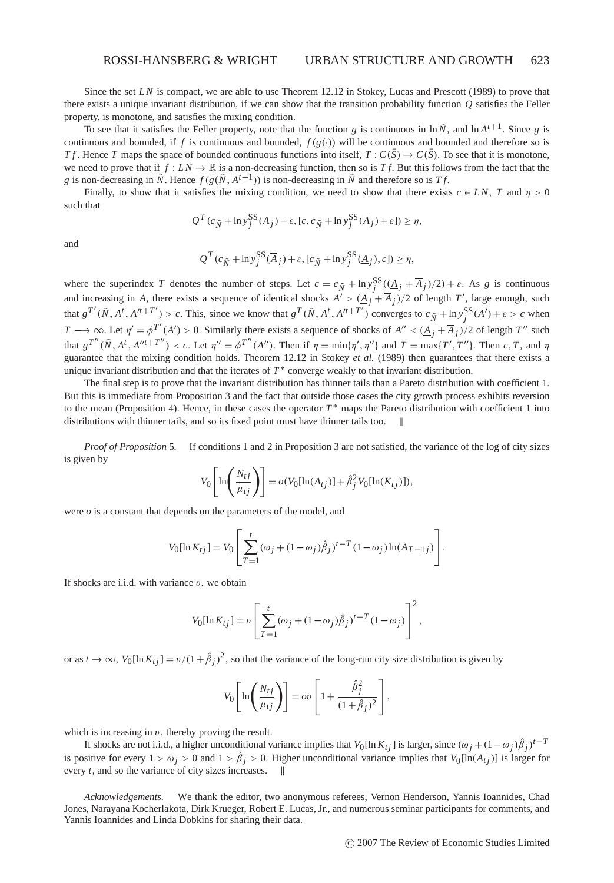Since the set $LN$ is compact, we are able to use Theorem 12.12 in Stokey, Lucas and Prescott (1989) to prove that there exists a unique invariant distribution, if we can show that the transition probability function $Q$ satisfies the Feller property, is monotone, and satisfies the mixing condition.

To see that it satisfies the Feller property, note that the function $g$ is continuous in $\ln \tilde{N}$, and $\ln A^{t+1}$. Since $g$ is continuous and bounded, if $f$ is continuous and bounded, $f(g(\cdot))$ will be continuous and bounded and therefore so is $Tf$. Hence $T$ maps the space of bounded continuous functions into itself, $T: C(\bar{S}) \to C(\bar{S})$. To see that it is monotone, we need to prove that if $f: LN \to \mathbb{R}$ is a non-decreasing function, then so is $Tf$. But this follows from the fact that the $g$ is non-decreasing in $\tilde{N}$. Hence $f(g(\tilde{N}, A^{t+1}))$ is non-decreasing in $\tilde{N}$ and therefore so is $Tf$.

Finally, to show that it satisfies the mixing condition, we need to show that there exists $c \in LN$, $T$ and $\eta > 0$ such that

$$Q^T(c_{\tilde{N}} + \ln y_j^{\text{SS}}(\underline{A}_j) - \varepsilon, [c, c_{\tilde{N}} + \ln y_j^{\text{SS}}(\overline{A}_j) + \varepsilon]) \geq \eta,$$

and

$$Q^T(c_{\tilde{N}} + \ln y_j^{\text{SS}}(\overline{A}_j) + \varepsilon, [c_{\tilde{N}} + \ln y_j^{\text{SS}}(\underline{A}_j), c]) \geq \eta,$$

where the superindex $T$ denotes the number of steps. Let $c = c_{\tilde{N}} + \ln y_j^{\text{SS}}((\underline{A}_j + \overline{A}_j)/2) + \varepsilon$. As $g$ is continuous and increasing in $A$, there exists a sequence of identical shocks $A' > (\underline{A}_j + \overline{A}_j)/2$ of length $T'$, large enough, such that $g^{T'}(\tilde{N}, A^t, A'^{t+T'}) > c$. This, since we know that $g^T(\tilde{N}, A^t, A'^{t+T'})$ converges to $c_{\tilde{N}} + \ln y_j^{\text{SS}}(A') + \varepsilon > c$ when $T \longrightarrow \infty$. Let $\eta' = \phi^{T'}(A') > 0$. Similarly there exists a sequence of shocks of $A'' < (\underline{A}_j + \overline{A}_j)/2$ of length $T''$ such that $g^{T''}(\tilde{N}, A^t, A''^{t+T''}) < c$. Let $\eta'' = \phi^{T''}(A'')$. Then if $\eta = \min\{\eta', \eta''\}$ and $T = \max\{T', T''\}$. Then $c, T$, and $\eta$ guarantee that the mixing condition holds. Theorem 12.12 in Stokey *et al.* (1989) then guarantees that there exists a unique invariant distribution and that the iterates of $T^*$ converge weakly to that invariant distribution.

The final step is to prove that the invariant distribution has thinner tails than a Pareto distribution with coefficient 1. But this is immediate from Proposition 3 and the fact that outside those cases the city growth process exhibits reversion to the mean (Proposition 4). Hence, in these cases the operator $T^*$ maps the Pareto distribution with coefficient 1 into distributions with thinner tails, and so its fixed point must have thinner tails too. ‖

*Proof of Proposition* 5. If conditions 1 and 2 in Proposition 3 are not satisfied, the variance of the log of city sizes is given by

$$V_0\left[\ln\left(\frac{N_{tj}}{\mu_{tj}}\right)\right] = o(V_0[\ln(A_{tj})] + \hat{\beta}_j^2 V_0[\ln(K_{tj})]),$$

were $o$ is a constant that depends on the parameters of the model, and

$$V_0[\ln K_{tj}] = V_0\left[\sum_{T=1}^{t} (\omega_j + (1-\omega_j)\hat{\beta}_j)^{t-T}(1-\omega_j)\ln(A_{T-1j})\right].$$

If shocks are i.i.d. with variance $\upsilon$, we obtain

$$V_0[\ln K_{tj}] = \upsilon\left[\sum_{T=1}^{t} (\omega_j + (1-\omega_j)\hat{\beta}_j)^{t-T}(1-\omega_j)\right]^2,$$

or as $t \to \infty$, $V_0[\ln K_{tj}] = \upsilon/(1+\hat{\beta}_j)^2$, so that the variance of the long-run city size distribution is given by

$$V_0\left[\ln\left(\frac{N_{tj}}{\mu_{tj}}\right)\right] = o\upsilon\left[1 + \frac{\hat{\beta}_j^2}{(1+\hat{\beta}_j)^2}\right],$$

which is increasing in $\upsilon$, thereby proving the result.

If shocks are not i.i.d., a higher unconditional variance implies that $V_0[\ln K_{tj}]$ is larger, since $(\omega_j + (1-\omega_j)\hat{\beta}_j)^{t-T}$ is positive for every $1 > \omega_j > 0$ and $1 > \hat{\beta}_j > 0$. Higher unconditional variance implies that $V_0[\ln(A_{tj})]$ is larger for every $t$, and so the variance of city sizes increases. ‖

*Acknowledgements.* We thank the editor, two anonymous referees, Vernon Henderson, Yannis Ioannides, Chad Jones, Narayana Kocherlakota, Dirk Krueger, Robert E. Lucas, Jr., and numerous seminar participants for comments, and Yannis Ioannides and Linda Dobkins for sharing their data.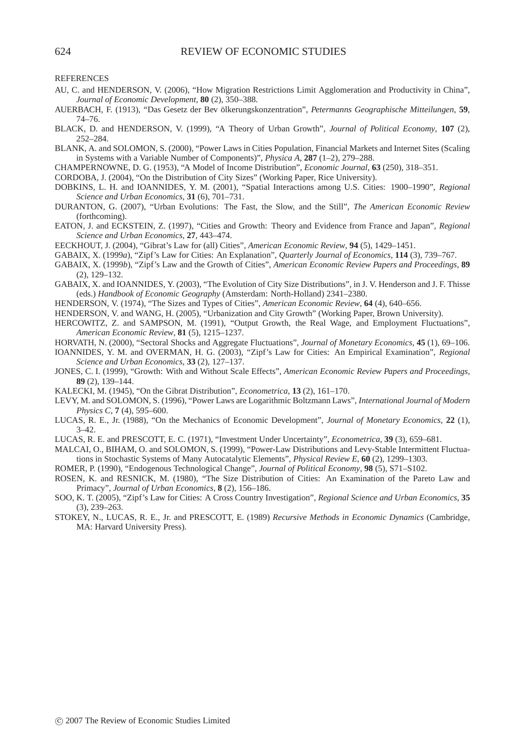## REFERENCES

AU, C. and HENDERSON, V. (2006), "How Migration Restrictions Limit Agglomeration and Productivity in China", *Journal of Economic Development*, **80** (2), 350–388.

AUERBACH, F. (1913), "Das Gesetz der Bev ölkerungskonzentration", *Petermanns Geographische Mitteilungen*, **59**, 74–76.

BLACK, D. and HENDERSON, V. (1999), "A Theory of Urban Growth", *Journal of Political Economy*, **107** (2), 252–284.

BLANK, A. and SOLOMON, S. (2000), "Power Laws in Cities Population, Financial Markets and Internet Sites (Scaling in Systems with a Variable Number of Components)", *Physica A*, **287** (1–2), 279–288.

CHAMPERNOWNE, D. G. (1953), "A Model of Income Distribution", *Economic Journal*, **63** (250), 318–351.

CORDOBA, J. (2004), "On the Distribution of City Sizes" (Working Paper, Rice University).

DOBKINS, L. H. and IOANNIDES, Y. M. (2001), "Spatial Interactions among U.S. Cities: 1900–1990", *Regional Science and Urban Economics*, **31** (6), 701–731.

DURANTON, G. (2007), "Urban Evolutions: The Fast, the Slow, and the Still", *The American Economic Review* (forthcoming).

EATON, J. and ECKSTEIN, Z. (1997), "Cities and Growth: Theory and Evidence from France and Japan", *Regional Science and Urban Economics*, **27**, 443–474.

EECKHOUT, J. (2004), "Gibrat's Law for (all) Cities", *American Economic Review*, **94** (5), 1429–1451.

GABAIX, X. (1999*a*), "Zipf's Law for Cities: An Explanation", *Quarterly Journal of Economics*, **114** (3), 739–767.

GABAIX, X. (1999*b*), "Zipf's Law and the Growth of Cities", *American Economic Review Papers and Proceedings*, **89** (2), 129–132.

GABAIX, X. and IOANNIDES, Y. (2003), "The Evolution of City Size Distributions", in J. V. Henderson and J. F. Thisse (eds.) *Handbook of Economic Geography* (Amsterdam: North-Holland) 2341–2380.

HENDERSON, V. (1974), "The Sizes and Types of Cities", *American Economic Review*, **64** (4), 640–656.

HENDERSON, V. and WANG, H. (2005), "Urbanization and City Growth" (Working Paper, Brown University).

HERCOWITZ, Z. and SAMPSON, M. (1991), "Output Growth, the Real Wage, and Employment Fluctuations", *American Economic Review*, **81** (5), 1215–1237.

HORVATH, N. (2000), "Sectoral Shocks and Aggregate Fluctuations", *Journal of Monetary Economics*, **45** (1), 69–106.

IOANNIDES, Y. M. and OVERMAN, H. G. (2003), "Zipf's Law for Cities: An Empirical Examination", *Regional Science and Urban Economics*, **33** (2), 127–137.

JONES, C. I. (1999), "Growth: With and Without Scale Effects", *American Economic Review Papers and Proceedings*, **89** (2), 139–144.

KALECKI, M. (1945), "On the Gibrat Distribution", *Econometrica*, **13** (2), 161–170.

LEVY, M. and SOLOMON, S. (1996), "Power Laws are Logarithmic Boltzmann Laws", *International Journal of Modern Physics C*, **7** (4), 595–600.

LUCAS, R. E., Jr. (1988), "On the Mechanics of Economic Development", *Journal of Monetary Economics*, **22** (1), 3–42.

LUCAS, R. E. and PRESCOTT, E. C. (1971), "Investment Under Uncertainty", *Econometrica*, **39** (3), 659–681.

MALCAI, O., BIHAM, O. and SOLOMON, S. (1999), "Power-Law Distributions and Levy-Stable Intermittent Fluctuations in Stochastic Systems of Many Autocatalytic Elements", *Physical Review E*, **60** (2), 1299–1303.

ROMER, P. (1990), "Endogenous Technological Change", *Journal of Political Economy*, **98** (5), S71–S102.

ROSEN, K. and RESNICK, M. (1980), "The Size Distribution of Cities: An Examination of the Pareto Law and Primacy", *Journal of Urban Economics*, **8** (2), 156–186.

SOO, K. T. (2005), "Zipf's Law for Cities: A Cross Country Investigation", *Regional Science and Urban Economics*, **35** (3), 239–263.

STOKEY, N., LUCAS, R. E., Jr. and PRESCOTT, E. (1989) *Recursive Methods in Economic Dynamics* (Cambridge, MA: Harvard University Press).